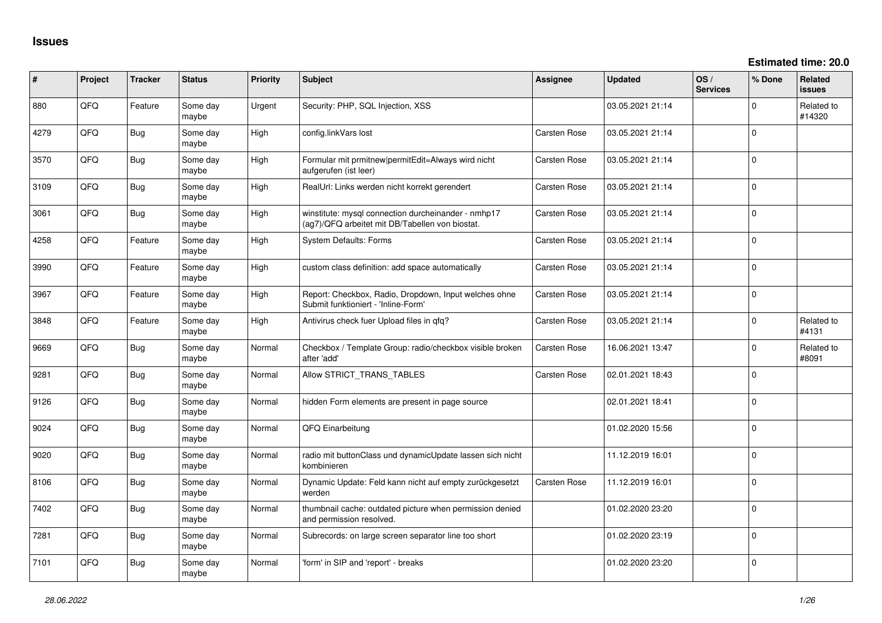# Issues

**Estimated time: 20.0**

| # | Project | Tracker | Status | Priority | Subject | Assignee | Updated | OS / Services | % Done | Related issues |
|---|---|---|---|---|---|---|---|---|---|---|
| 880 | QFQ | Feature | Some day maybe | Urgent | Security: PHP, SQL Injection, XSS | | 03.05.2021 21:14 | | 0 | Related to #14320 |
| 4279 | QFQ | Bug | Some day maybe | High | config.linkVars lost | Carsten Rose | 03.05.2021 21:14 | | 0 | |
| 3570 | QFQ | Bug | Some day maybe | High | Formular mit prmitnew\|permitEdit=Always wird nicht aufgerufen (ist leer) | Carsten Rose | 03.05.2021 21:14 | | 0 | |
| 3109 | QFQ | Bug | Some day maybe | High | RealUrl: Links werden nicht korrekt gerendert | Carsten Rose | 03.05.2021 21:14 | | 0 | |
| 3061 | QFQ | Bug | Some day maybe | High | winstitute: mysql connection durcheinander - nmhp17 (ag7)/QFQ arbeitet mit DB/Tabellen von biostat. | Carsten Rose | 03.05.2021 21:14 | | 0 | |
| 4258 | QFQ | Feature | Some day maybe | High | System Defaults: Forms | Carsten Rose | 03.05.2021 21:14 | | 0 | |
| 3990 | QFQ | Feature | Some day maybe | High | custom class definition: add space automatically | Carsten Rose | 03.05.2021 21:14 | | 0 | |
| 3967 | QFQ | Feature | Some day maybe | High | Report: Checkbox, Radio, Dropdown, Input welches ohne Submit funktioniert - 'Inline-Form' | Carsten Rose | 03.05.2021 21:14 | | 0 | |
| 3848 | QFQ | Feature | Some day maybe | High | Antivirus check fuer Upload files in qfq? | Carsten Rose | 03.05.2021 21:14 | | 0 | Related to #4131 |
| 9669 | QFQ | Bug | Some day maybe | Normal | Checkbox / Template Group: radio/checkbox visible broken after 'add' | Carsten Rose | 16.06.2021 13:47 | | 0 | Related to #8091 |
| 9281 | QFQ | Bug | Some day maybe | Normal | Allow STRICT_TRANS_TABLES | Carsten Rose | 02.01.2021 18:43 | | 0 | |
| 9126 | QFQ | Bug | Some day maybe | Normal | hidden Form elements are present in page source | | 02.01.2021 18:41 | | 0 | |
| 9024 | QFQ | Bug | Some day maybe | Normal | QFQ Einarbeitung | | 01.02.2020 15:56 | | 0 | |
| 9020 | QFQ | Bug | Some day maybe | Normal | radio mit buttonClass und dynamicUpdate lassen sich nicht kombinieren | | 11.12.2019 16:01 | | 0 | |
| 8106 | QFQ | Bug | Some day maybe | Normal | Dynamic Update: Feld kann nicht auf empty zurückgesetzt werden | Carsten Rose | 11.12.2019 16:01 | | 0 | |
| 7402 | QFQ | Bug | Some day maybe | Normal | thumbnail cache: outdated picture when permission denied and permission resolved. | | 01.02.2020 23:20 | | 0 | |
| 7281 | QFQ | Bug | Some day maybe | Normal | Subrecords: on large screen separator line too short | | 01.02.2020 23:19 | | 0 | |
| 7101 | QFQ | Bug | Some day maybe | Normal | 'form' in SIP and 'report' - breaks | | 01.02.2020 23:20 | | 0 | |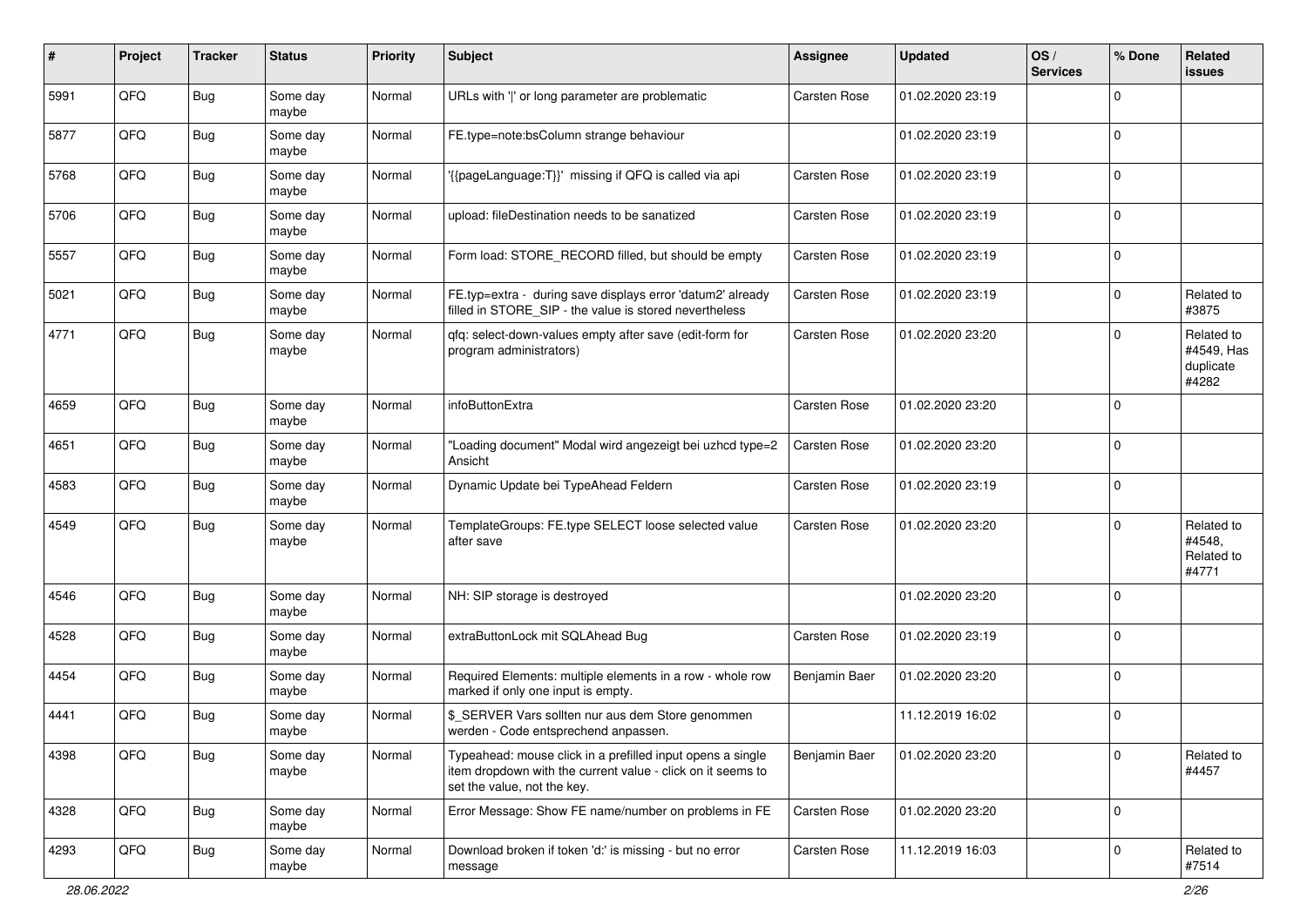| # | Project | Tracker | Status | Priority | Subject | Assignee | Updated | OS / Services | % Done | Related issues |
|---|---|---|---|---|---|---|---|---|---|---|
| 5991 | QFQ | Bug | Some day maybe | Normal | URLs with '\|' or long parameter are problematic | Carsten Rose | 01.02.2020 23:19 | | 0 | |
| 5877 | QFQ | Bug | Some day maybe | Normal | FE.type=note:bsColumn strange behaviour | | 01.02.2020 23:19 | | 0 | |
| 5768 | QFQ | Bug | Some day maybe | Normal | '{{pageLanguage:T}}' missing if QFQ is called via api | Carsten Rose | 01.02.2020 23:19 | | 0 | |
| 5706 | QFQ | Bug | Some day maybe | Normal | upload: fileDestination needs to be sanatized | Carsten Rose | 01.02.2020 23:19 | | 0 | |
| 5557 | QFQ | Bug | Some day maybe | Normal | Form load: STORE_RECORD filled, but should be empty | Carsten Rose | 01.02.2020 23:19 | | 0 | |
| 5021 | QFQ | Bug | Some day maybe | Normal | FE.typ=extra - during save displays error 'datum2' already filled in STORE_SIP - the value is stored nevertheless | Carsten Rose | 01.02.2020 23:19 | | 0 | Related to #3875 |
| 4771 | QFQ | Bug | Some day maybe | Normal | qfq: select-down-values empty after save (edit-form for program administrators) | Carsten Rose | 01.02.2020 23:20 | | 0 | Related to #4549, Has duplicate #4282 |
| 4659 | QFQ | Bug | Some day maybe | Normal | infoButtonExtra | Carsten Rose | 01.02.2020 23:20 | | 0 | |
| 4651 | QFQ | Bug | Some day maybe | Normal | "Loading document" Modal wird angezeigt bei uzhcd type=2 Ansicht | Carsten Rose | 01.02.2020 23:20 | | 0 | |
| 4583 | QFQ | Bug | Some day maybe | Normal | Dynamic Update bei TypeAhead Feldern | Carsten Rose | 01.02.2020 23:19 | | 0 | |
| 4549 | QFQ | Bug | Some day maybe | Normal | TemplateGroups: FE.type SELECT loose selected value after save | Carsten Rose | 01.02.2020 23:20 | | 0 | Related to #4548, Related to #4771 |
| 4546 | QFQ | Bug | Some day maybe | Normal | NH: SIP storage is destroyed | | 01.02.2020 23:20 | | 0 | |
| 4528 | QFQ | Bug | Some day maybe | Normal | extraButtonLock mit SQLAhead Bug | Carsten Rose | 01.02.2020 23:19 | | 0 | |
| 4454 | QFQ | Bug | Some day maybe | Normal | Required Elements: multiple elements in a row - whole row marked if only one input is empty. | Benjamin Baer | 01.02.2020 23:20 | | 0 | |
| 4441 | QFQ | Bug | Some day maybe | Normal | $_SERVER Vars sollten nur aus dem Store genommen werden - Code entsprechend anpassen. | | 11.12.2019 16:02 | | 0 | |
| 4398 | QFQ | Bug | Some day maybe | Normal | Typeahead: mouse click in a prefilled input opens a single item dropdown with the current value - click on it seems to set the value, not the key. | Benjamin Baer | 01.02.2020 23:20 | | 0 | Related to #4457 |
| 4328 | QFQ | Bug | Some day maybe | Normal | Error Message: Show FE name/number on problems in FE | Carsten Rose | 01.02.2020 23:20 | | 0 | |
| 4293 | QFQ | Bug | Some day maybe | Normal | Download broken if token 'd:' is missing - but no error message | Carsten Rose | 11.12.2019 16:03 | | 0 | Related to #7514 |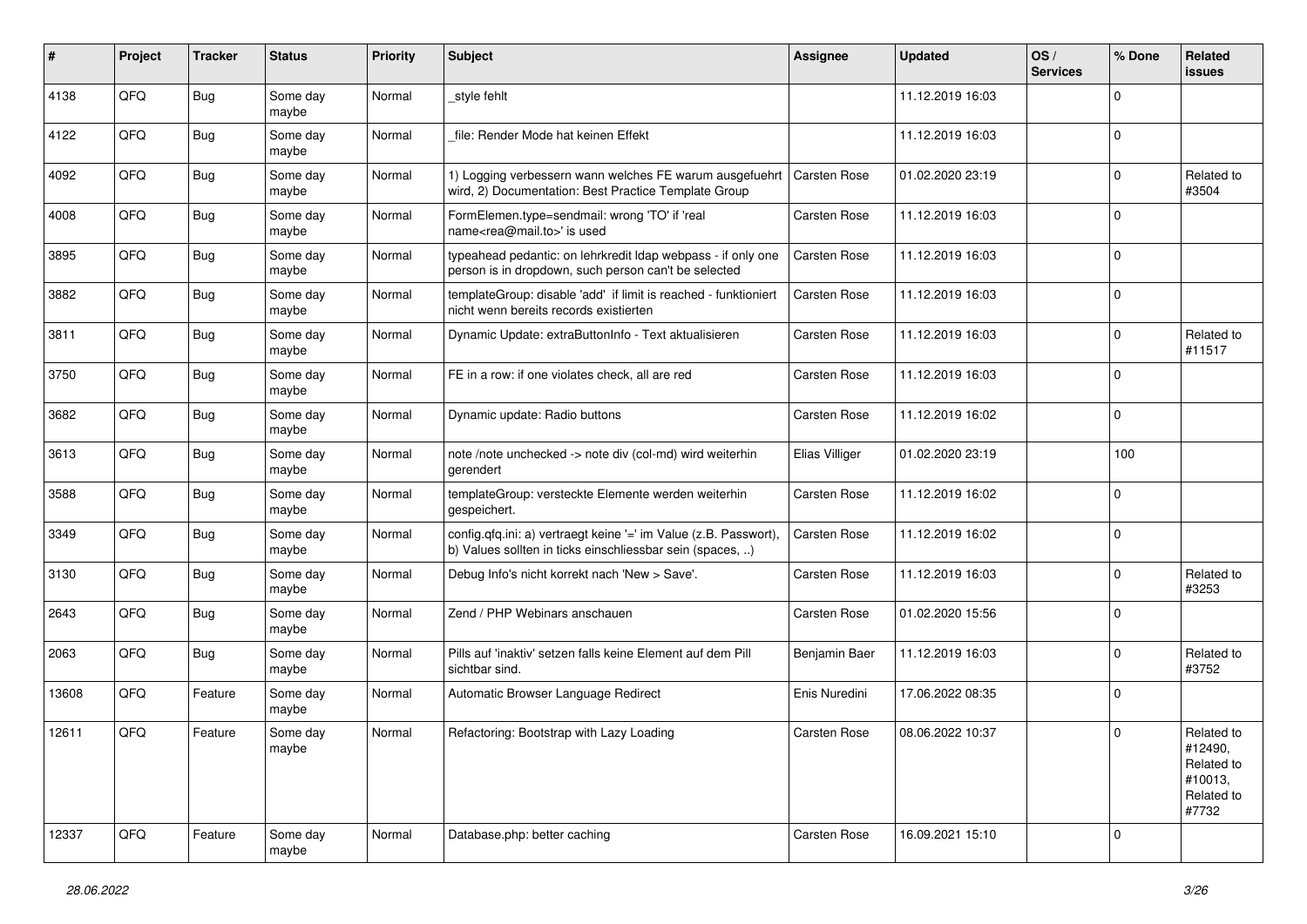| # | Project | Tracker | Status | Priority | Subject | Assignee | Updated | OS / Services | % Done | Related issues |
|---|---|---|---|---|---|---|---|---|---|---|
| 4138 | QFQ | Bug | Some day maybe | Normal | _style fehlt | | 11.12.2019 16:03 | | 0 | |
| 4122 | QFQ | Bug | Some day maybe | Normal | _file: Render Mode hat keinen Effekt | | 11.12.2019 16:03 | | 0 | |
| 4092 | QFQ | Bug | Some day maybe | Normal | 1) Logging verbessern wann welches FE warum ausgefuehrt wird, 2) Documentation: Best Practice Template Group | Carsten Rose | 01.02.2020 23:19 | | 0 | Related to #3504 |
| 4008 | QFQ | Bug | Some day maybe | Normal | FormElemen.type=sendmail: wrong 'TO' if 'real name<rea@mail.to>' is used | Carsten Rose | 11.12.2019 16:03 | | 0 | |
| 3895 | QFQ | Bug | Some day maybe | Normal | typeahead pedantic: on lehrkredit ldap webpass - if only one person is in dropdown, such person can't be selected | Carsten Rose | 11.12.2019 16:03 | | 0 | |
| 3882 | QFQ | Bug | Some day maybe | Normal | templateGroup: disable 'add' if limit is reached - funktioniert nicht wenn bereits records existierten | Carsten Rose | 11.12.2019 16:03 | | 0 | |
| 3811 | QFQ | Bug | Some day maybe | Normal | Dynamic Update: extraButtonInfo - Text aktualisieren | Carsten Rose | 11.12.2019 16:03 | | 0 | Related to #11517 |
| 3750 | QFQ | Bug | Some day maybe | Normal | FE in a row: if one violates check, all are red | Carsten Rose | 11.12.2019 16:03 | | 0 | |
| 3682 | QFQ | Bug | Some day maybe | Normal | Dynamic update: Radio buttons | Carsten Rose | 11.12.2019 16:02 | | 0 | |
| 3613 | QFQ | Bug | Some day maybe | Normal | note /note unchecked -> note div (col-md) wird weiterhin gerendert | Elias Villiger | 01.02.2020 23:19 | | 100 | |
| 3588 | QFQ | Bug | Some day maybe | Normal | templateGroup: versteckte Elemente werden weiterhin gespeichert. | Carsten Rose | 11.12.2019 16:02 | | 0 | |
| 3349 | QFQ | Bug | Some day maybe | Normal | config.qfq.ini: a) vertraegt keine '=' im Value (z.B. Passwort), b) Values sollten in ticks einschliessbar sein (spaces, ..) | Carsten Rose | 11.12.2019 16:02 | | 0 | |
| 3130 | QFQ | Bug | Some day maybe | Normal | Debug Info's nicht korrekt nach 'New > Save'. | Carsten Rose | 11.12.2019 16:03 | | 0 | Related to #3253 |
| 2643 | QFQ | Bug | Some day maybe | Normal | Zend / PHP Webinars anschauen | Carsten Rose | 01.02.2020 15:56 | | 0 | |
| 2063 | QFQ | Bug | Some day maybe | Normal | Pills auf 'inaktiv' setzen falls keine Element auf dem Pill sichtbar sind. | Benjamin Baer | 11.12.2019 16:03 | | 0 | Related to #3752 |
| 13608 | QFQ | Feature | Some day maybe | Normal | Automatic Browser Language Redirect | Enis Nuredini | 17.06.2022 08:35 | | 0 | |
| 12611 | QFQ | Feature | Some day maybe | Normal | Refactoring: Bootstrap with Lazy Loading | Carsten Rose | 08.06.2022 10:37 | | 0 | Related to #12490, Related to #10013, Related to #7732 |
| 12337 | QFQ | Feature | Some day maybe | Normal | Database.php: better caching | Carsten Rose | 16.09.2021 15:10 | | 0 | |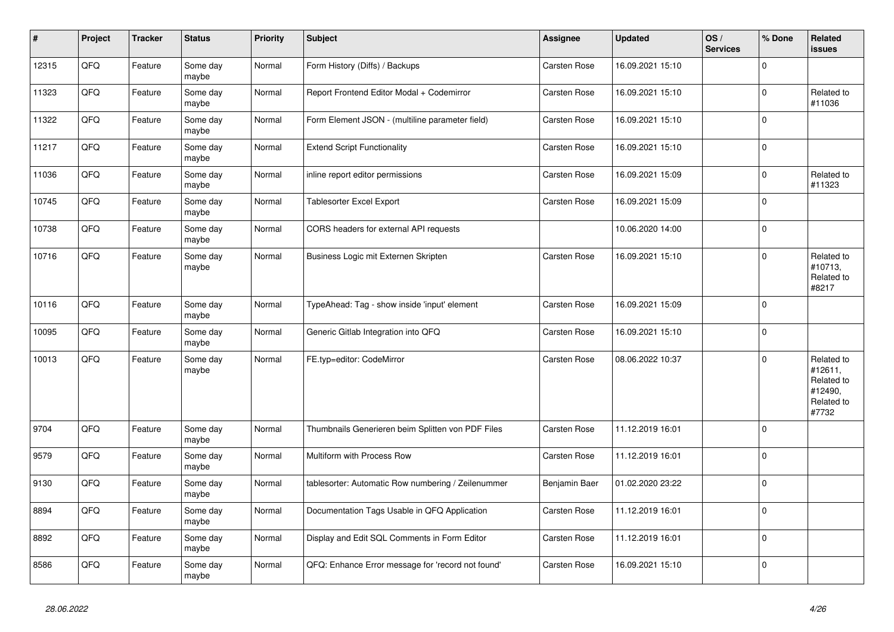| # | Project | Tracker | Status | Priority | Subject | Assignee | Updated | OS / Services | % Done | Related issues |
|---|---|---|---|---|---|---|---|---|---|---|
| 12315 | QFQ | Feature | Some day maybe | Normal | Form History (Diffs) / Backups | Carsten Rose | 16.09.2021 15:10 | | 0 | |
| 11323 | QFQ | Feature | Some day maybe | Normal | Report Frontend Editor Modal + Codemirror | Carsten Rose | 16.09.2021 15:10 | | 0 | Related to #11036 |
| 11322 | QFQ | Feature | Some day maybe | Normal | Form Element JSON - (multiline parameter field) | Carsten Rose | 16.09.2021 15:10 | | 0 | |
| 11217 | QFQ | Feature | Some day maybe | Normal | Extend Script Functionality | Carsten Rose | 16.09.2021 15:10 | | 0 | |
| 11036 | QFQ | Feature | Some day maybe | Normal | inline report editor permissions | Carsten Rose | 16.09.2021 15:09 | | 0 | Related to #11323 |
| 10745 | QFQ | Feature | Some day maybe | Normal | Tablesorter Excel Export | Carsten Rose | 16.09.2021 15:09 | | 0 | |
| 10738 | QFQ | Feature | Some day maybe | Normal | CORS headers for external API requests | | 10.06.2020 14:00 | | 0 | |
| 10716 | QFQ | Feature | Some day maybe | Normal | Business Logic mit Externen Skripten | Carsten Rose | 16.09.2021 15:10 | | 0 | Related to #10713, Related to #8217 |
| 10116 | QFQ | Feature | Some day maybe | Normal | TypeAhead: Tag - show inside 'input' element | Carsten Rose | 16.09.2021 15:09 | | 0 | |
| 10095 | QFQ | Feature | Some day maybe | Normal | Generic Gitlab Integration into QFQ | Carsten Rose | 16.09.2021 15:10 | | 0 | |
| 10013 | QFQ | Feature | Some day maybe | Normal | FE.typ=editor: CodeMirror | Carsten Rose | 08.06.2022 10:37 | | 0 | Related to #12611, Related to #12490, Related to #7732 |
| 9704 | QFQ | Feature | Some day maybe | Normal | Thumbnails Generieren beim Splitten von PDF Files | Carsten Rose | 11.12.2019 16:01 | | 0 | |
| 9579 | QFQ | Feature | Some day maybe | Normal | Multiform with Process Row | Carsten Rose | 11.12.2019 16:01 | | 0 | |
| 9130 | QFQ | Feature | Some day maybe | Normal | tablesorter: Automatic Row numbering / Zeilenummer | Benjamin Baer | 01.02.2020 23:22 | | 0 | |
| 8894 | QFQ | Feature | Some day maybe | Normal | Documentation Tags Usable in QFQ Application | Carsten Rose | 11.12.2019 16:01 | | 0 | |
| 8892 | QFQ | Feature | Some day maybe | Normal | Display and Edit SQL Comments in Form Editor | Carsten Rose | 11.12.2019 16:01 | | 0 | |
| 8586 | QFQ | Feature | Some day maybe | Normal | QFQ: Enhance Error message for 'record not found' | Carsten Rose | 16.09.2021 15:10 | | 0 | |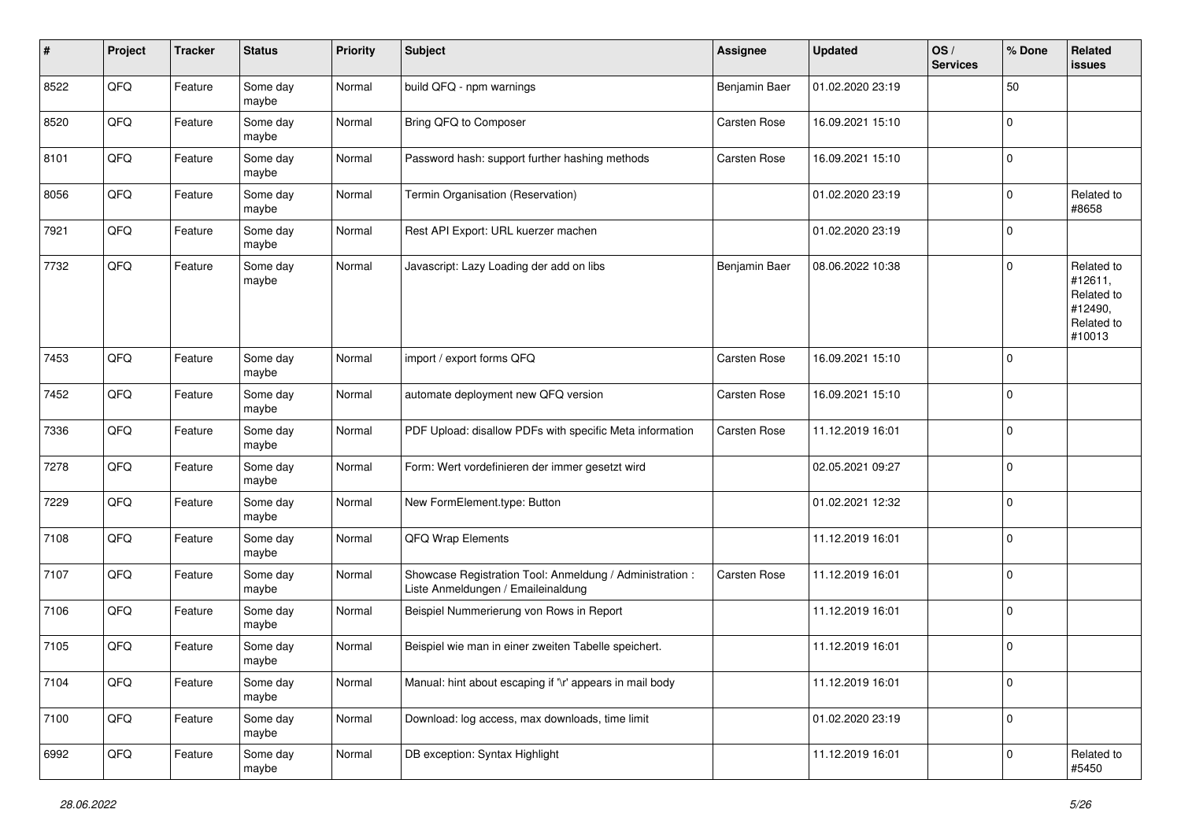| # | Project | Tracker | Status | Priority | Subject | Assignee | Updated | OS / Services | % Done | Related issues |
|---|---|---|---|---|---|---|---|---|---|---|
| 8522 | QFQ | Feature | Some day maybe | Normal | build QFQ - npm warnings | Benjamin Baer | 01.02.2020 23:19 | | 50 | |
| 8520 | QFQ | Feature | Some day maybe | Normal | Bring QFQ to Composer | Carsten Rose | 16.09.2021 15:10 | | 0 | |
| 8101 | QFQ | Feature | Some day maybe | Normal | Password hash: support further hashing methods | Carsten Rose | 16.09.2021 15:10 | | 0 | |
| 8056 | QFQ | Feature | Some day maybe | Normal | Termin Organisation (Reservation) | | 01.02.2020 23:19 | | 0 | Related to #8658 |
| 7921 | QFQ | Feature | Some day maybe | Normal | Rest API Export: URL kuerzer machen | | 01.02.2020 23:19 | | 0 | |
| 7732 | QFQ | Feature | Some day maybe | Normal | Javascript: Lazy Loading der add on libs | Benjamin Baer | 08.06.2022 10:38 | | 0 | Related to #12611, Related to #12490, Related to #10013 |
| 7453 | QFQ | Feature | Some day maybe | Normal | import / export forms QFQ | Carsten Rose | 16.09.2021 15:10 | | 0 | |
| 7452 | QFQ | Feature | Some day maybe | Normal | automate deployment new QFQ version | Carsten Rose | 16.09.2021 15:10 | | 0 | |
| 7336 | QFQ | Feature | Some day maybe | Normal | PDF Upload: disallow PDFs with specific Meta information | Carsten Rose | 11.12.2019 16:01 | | 0 | |
| 7278 | QFQ | Feature | Some day maybe | Normal | Form: Wert vordefinieren der immer gesetzt wird | | 02.05.2021 09:27 | | 0 | |
| 7229 | QFQ | Feature | Some day maybe | Normal | New FormElement.type: Button | | 01.02.2021 12:32 | | 0 | |
| 7108 | QFQ | Feature | Some day maybe | Normal | QFQ Wrap Elements | | 11.12.2019 16:01 | | 0 | |
| 7107 | QFQ | Feature | Some day maybe | Normal | Showcase Registration Tool: Anmeldung / Administration : Liste Anmeldungen / Emaileinaldung | Carsten Rose | 11.12.2019 16:01 | | 0 | |
| 7106 | QFQ | Feature | Some day maybe | Normal | Beispiel Nummerierung von Rows in Report | | 11.12.2019 16:01 | | 0 | |
| 7105 | QFQ | Feature | Some day maybe | Normal | Beispiel wie man in einer zweiten Tabelle speichert. | | 11.12.2019 16:01 | | 0 | |
| 7104 | QFQ | Feature | Some day maybe | Normal | Manual: hint about escaping if '\r' appears in mail body | | 11.12.2019 16:01 | | 0 | |
| 7100 | QFQ | Feature | Some day maybe | Normal | Download: log access, max downloads, time limit | | 01.02.2020 23:19 | | 0 | |
| 6992 | QFQ | Feature | Some day maybe | Normal | DB exception: Syntax Highlight | | 11.12.2019 16:01 | | 0 | Related to #5450 |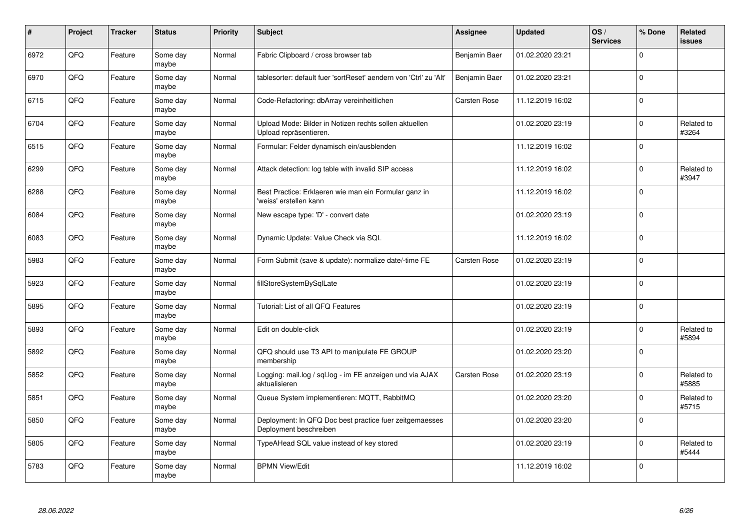| # | Project | Tracker | Status | Priority | Subject | Assignee | Updated | OS / Services | % Done | Related issues |
|---|---|---|---|---|---|---|---|---|---|---|
| 6972 | QFQ | Feature | Some day maybe | Normal | Fabric Clipboard / cross browser tab | Benjamin Baer | 01.02.2020 23:21 | | 0 | |
| 6970 | QFQ | Feature | Some day maybe | Normal | tablesorter: default fuer 'sortReset' aendern von 'Ctrl' zu 'Alt' | Benjamin Baer | 01.02.2020 23:21 | | 0 | |
| 6715 | QFQ | Feature | Some day maybe | Normal | Code-Refactoring: dbArray vereinheitlichen | Carsten Rose | 11.12.2019 16:02 | | 0 | |
| 6704 | QFQ | Feature | Some day maybe | Normal | Upload Mode: Bilder in Notizen rechts sollen aktuellen Upload repräsentieren. | | 01.02.2020 23:19 | | 0 | Related to #3264 |
| 6515 | QFQ | Feature | Some day maybe | Normal | Formular: Felder dynamisch ein/ausblenden | | 11.12.2019 16:02 | | 0 | |
| 6299 | QFQ | Feature | Some day maybe | Normal | Attack detection: log table with invalid SIP access | | 11.12.2019 16:02 | | 0 | Related to #3947 |
| 6288 | QFQ | Feature | Some day maybe | Normal | Best Practice: Erklaeren wie man ein Formular ganz in 'weiss' erstellen kann | | 11.12.2019 16:02 | | 0 | |
| 6084 | QFQ | Feature | Some day maybe | Normal | New escape type: 'D' - convert date | | 01.02.2020 23:19 | | 0 | |
| 6083 | QFQ | Feature | Some day maybe | Normal | Dynamic Update: Value Check via SQL | | 11.12.2019 16:02 | | 0 | |
| 5983 | QFQ | Feature | Some day maybe | Normal | Form Submit (save & update): normalize date/-time FE | Carsten Rose | 01.02.2020 23:19 | | 0 | |
| 5923 | QFQ | Feature | Some day maybe | Normal | fillStoreSystemBySqlLate | | 01.02.2020 23:19 | | 0 | |
| 5895 | QFQ | Feature | Some day maybe | Normal | Tutorial: List of all QFQ Features | | 01.02.2020 23:19 | | 0 | |
| 5893 | QFQ | Feature | Some day maybe | Normal | Edit on double-click | | 01.02.2020 23:19 | | 0 | Related to #5894 |
| 5892 | QFQ | Feature | Some day maybe | Normal | QFQ should use T3 API to manipulate FE GROUP membership | | 01.02.2020 23:20 | | 0 | |
| 5852 | QFQ | Feature | Some day maybe | Normal | Logging: mail.log / sql.log - im FE anzeigen und via AJAX aktualisieren | Carsten Rose | 01.02.2020 23:19 | | 0 | Related to #5885 |
| 5851 | QFQ | Feature | Some day maybe | Normal | Queue System implementieren: MQTT, RabbitMQ | | 01.02.2020 23:20 | | 0 | Related to #5715 |
| 5850 | QFQ | Feature | Some day maybe | Normal | Deployment: In QFQ Doc best practice fuer zeitgemaesses Deployment beschreiben | | 01.02.2020 23:20 | | 0 | |
| 5805 | QFQ | Feature | Some day maybe | Normal | TypeAHead SQL value instead of key stored | | 01.02.2020 23:19 | | 0 | Related to #5444 |
| 5783 | QFQ | Feature | Some day maybe | Normal | BPMN View/Edit | | 11.12.2019 16:02 | | 0 | |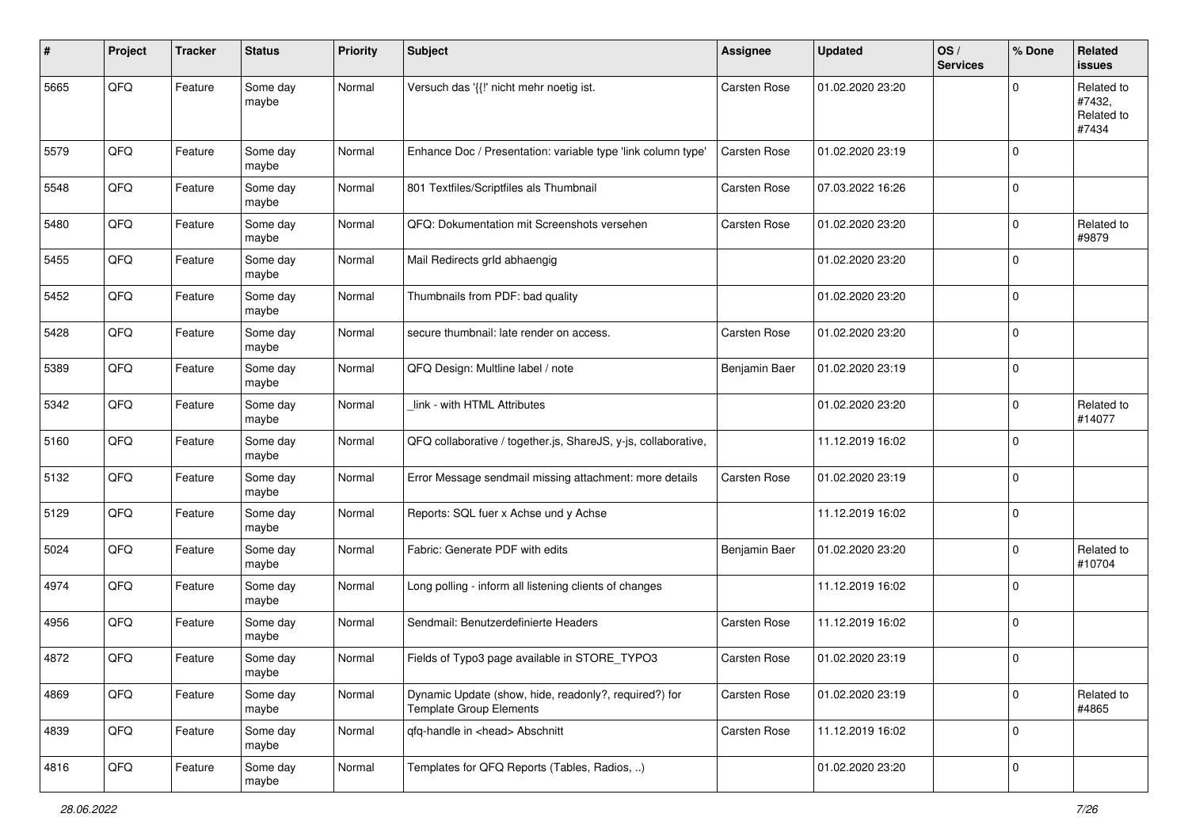| # | Project | Tracker | Status | Priority | Subject | Assignee | Updated | OS / Services | % Done | Related issues |
|---|---|---|---|---|---|---|---|---|---|---|
| 5665 | QFQ | Feature | Some day maybe | Normal | Versuch das '{{!' nicht mehr noetig ist. | Carsten Rose | 01.02.2020 23:20 | | 0 | Related to #7432, Related to #7434 |
| 5579 | QFQ | Feature | Some day maybe | Normal | Enhance Doc / Presentation: variable type 'link column type' | Carsten Rose | 01.02.2020 23:19 | | 0 | |
| 5548 | QFQ | Feature | Some day maybe | Normal | 801 Textfiles/Scriptfiles als Thumbnail | Carsten Rose | 07.03.2022 16:26 | | 0 | |
| 5480 | QFQ | Feature | Some day maybe | Normal | QFQ: Dokumentation mit Screenshots versehen | Carsten Rose | 01.02.2020 23:20 | | 0 | Related to #9879 |
| 5455 | QFQ | Feature | Some day maybe | Normal | Mail Redirects grId abhaengig | | 01.02.2020 23:20 | | 0 | |
| 5452 | QFQ | Feature | Some day maybe | Normal | Thumbnails from PDF: bad quality | | 01.02.2020 23:20 | | 0 | |
| 5428 | QFQ | Feature | Some day maybe | Normal | secure thumbnail: late render on access. | Carsten Rose | 01.02.2020 23:20 | | 0 | |
| 5389 | QFQ | Feature | Some day maybe | Normal | QFQ Design: Multline label / note | Benjamin Baer | 01.02.2020 23:19 | | 0 | |
| 5342 | QFQ | Feature | Some day maybe | Normal | _link - with HTML Attributes | | 01.02.2020 23:20 | | 0 | Related to #14077 |
| 5160 | QFQ | Feature | Some day maybe | Normal | QFQ collaborative / together.js, ShareJS, y-js, collaborative, | | 11.12.2019 16:02 | | 0 | |
| 5132 | QFQ | Feature | Some day maybe | Normal | Error Message sendmail missing attachment: more details | Carsten Rose | 01.02.2020 23:19 | | 0 | |
| 5129 | QFQ | Feature | Some day maybe | Normal | Reports: SQL fuer x Achse und y Achse | | 11.12.2019 16:02 | | 0 | |
| 5024 | QFQ | Feature | Some day maybe | Normal | Fabric: Generate PDF with edits | Benjamin Baer | 01.02.2020 23:20 | | 0 | Related to #10704 |
| 4974 | QFQ | Feature | Some day maybe | Normal | Long polling - inform all listening clients of changes | | 11.12.2019 16:02 | | 0 | |
| 4956 | QFQ | Feature | Some day maybe | Normal | Sendmail: Benutzerdefinierte Headers | Carsten Rose | 11.12.2019 16:02 | | 0 | |
| 4872 | QFQ | Feature | Some day maybe | Normal | Fields of Typo3 page available in STORE_TYPO3 | Carsten Rose | 01.02.2020 23:19 | | 0 | |
| 4869 | QFQ | Feature | Some day maybe | Normal | Dynamic Update (show, hide, readonly?, required?) for Template Group Elements | Carsten Rose | 01.02.2020 23:19 | | 0 | Related to #4865 |
| 4839 | QFQ | Feature | Some day maybe | Normal | qfq-handle in <head> Abschnitt | Carsten Rose | 11.12.2019 16:02 | | 0 | |
| 4816 | QFQ | Feature | Some day maybe | Normal | Templates for QFQ Reports (Tables, Radios, ..) | | 01.02.2020 23:20 | | 0 | |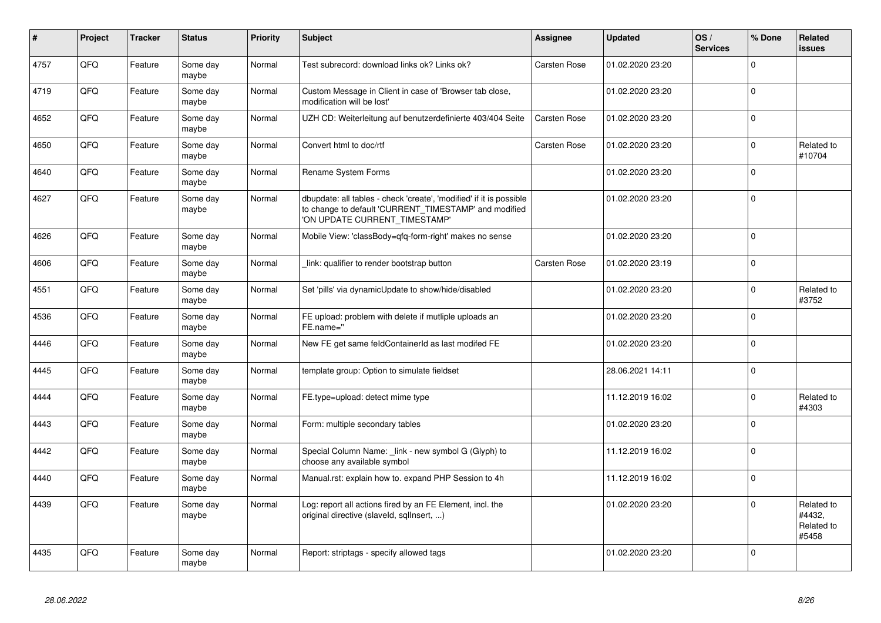| # | Project | Tracker | Status | Priority | Subject | Assignee | Updated | OS / Services | % Done | Related issues |
|---|---|---|---|---|---|---|---|---|---|---|
| 4757 | QFQ | Feature | Some day maybe | Normal | Test subrecord: download links ok? Links ok? | Carsten Rose | 01.02.2020 23:20 | | 0 | |
| 4719 | QFQ | Feature | Some day maybe | Normal | Custom Message in Client in case of 'Browser tab close, modification will be lost' | | 01.02.2020 23:20 | | 0 | |
| 4652 | QFQ | Feature | Some day maybe | Normal | UZH CD: Weiterleitung auf benutzerdefinierte 403/404 Seite | Carsten Rose | 01.02.2020 23:20 | | 0 | |
| 4650 | QFQ | Feature | Some day maybe | Normal | Convert html to doc/rtf | Carsten Rose | 01.02.2020 23:20 | | 0 | Related to #10704 |
| 4640 | QFQ | Feature | Some day maybe | Normal | Rename System Forms | | 01.02.2020 23:20 | | 0 | |
| 4627 | QFQ | Feature | Some day maybe | Normal | dbupdate: all tables - check 'create', 'modified' if it is possible to change to default 'CURRENT_TIMESTAMP' and modified 'ON UPDATE CURRENT_TIMESTAMP' | | 01.02.2020 23:20 | | 0 | |
| 4626 | QFQ | Feature | Some day maybe | Normal | Mobile View: 'classBody=qfq-form-right' makes no sense | | 01.02.2020 23:20 | | 0 | |
| 4606 | QFQ | Feature | Some day maybe | Normal | _link: qualifier to render bootstrap button | Carsten Rose | 01.02.2020 23:19 | | 0 | |
| 4551 | QFQ | Feature | Some day maybe | Normal | Set 'pills' via dynamicUpdate to show/hide/disabled | | 01.02.2020 23:20 | | 0 | Related to #3752 |
| 4536 | QFQ | Feature | Some day maybe | Normal | FE upload: problem with delete if mutliple uploads an FE.name='' | | 01.02.2020 23:20 | | 0 | |
| 4446 | QFQ | Feature | Some day maybe | Normal | New FE get same feldContainerId as last modifed FE | | 01.02.2020 23:20 | | 0 | |
| 4445 | QFQ | Feature | Some day maybe | Normal | template group: Option to simulate fieldset | | 28.06.2021 14:11 | | 0 | |
| 4444 | QFQ | Feature | Some day maybe | Normal | FE.type=upload: detect mime type | | 11.12.2019 16:02 | | 0 | Related to #4303 |
| 4443 | QFQ | Feature | Some day maybe | Normal | Form: multiple secondary tables | | 01.02.2020 23:20 | | 0 | |
| 4442 | QFQ | Feature | Some day maybe | Normal | Special Column Name: _link - new symbol G (Glyph) to choose any available symbol | | 11.12.2019 16:02 | | 0 | |
| 4440 | QFQ | Feature | Some day maybe | Normal | Manual.rst: explain how to. expand PHP Session to 4h | | 11.12.2019 16:02 | | 0 | |
| 4439 | QFQ | Feature | Some day maybe | Normal | Log: report all actions fired by an FE Element, incl. the original directive (slaveId, sqlInsert, ...) | | 01.02.2020 23:20 | | 0 | Related to #4432, Related to #5458 |
| 4435 | QFQ | Feature | Some day maybe | Normal | Report: striptags - specify allowed tags | | 01.02.2020 23:20 | | 0 | |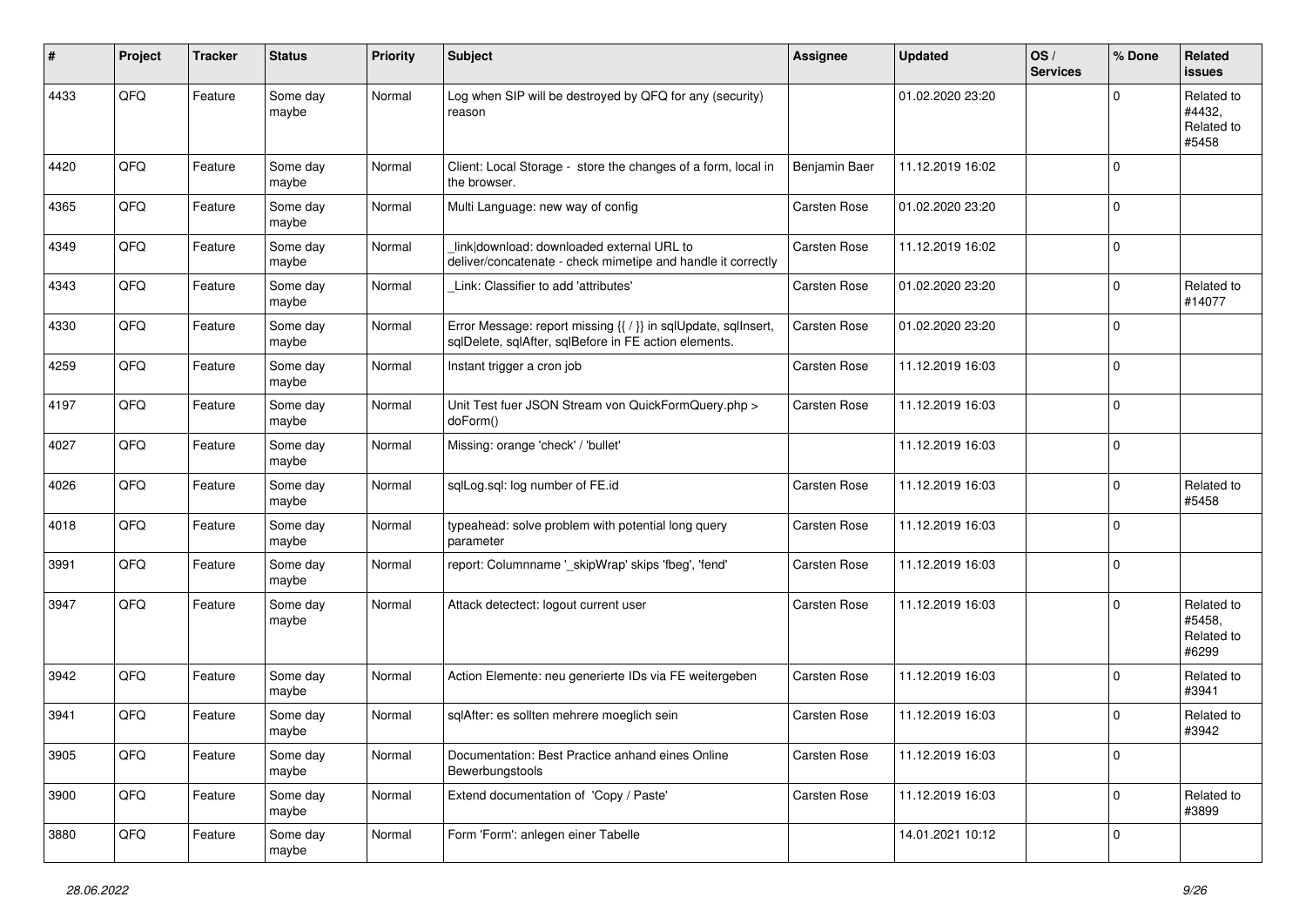| # | Project | Tracker | Status | Priority | Subject | Assignee | Updated | OS / Services | % Done | Related issues |
|---|---|---|---|---|---|---|---|---|---|---|
| 4433 | QFQ | Feature | Some day maybe | Normal | Log when SIP will be destroyed by QFQ for any (security) reason | | 01.02.2020 23:20 | | 0 | Related to #4432, Related to #5458 |
| 4420 | QFQ | Feature | Some day maybe | Normal | Client: Local Storage - store the changes of a form, local in the browser. | Benjamin Baer | 11.12.2019 16:02 | | 0 | |
| 4365 | QFQ | Feature | Some day maybe | Normal | Multi Language: new way of config | Carsten Rose | 01.02.2020 23:20 | | 0 | |
| 4349 | QFQ | Feature | Some day maybe | Normal | _link\|download: downloaded external URL to deliver/concatenate - check mimetipe and handle it correctly | Carsten Rose | 11.12.2019 16:02 | | 0 | |
| 4343 | QFQ | Feature | Some day maybe | Normal | _Link: Classifier to add 'attributes' | Carsten Rose | 01.02.2020 23:20 | | 0 | Related to #14077 |
| 4330 | QFQ | Feature | Some day maybe | Normal | Error Message: report missing {{ / }} in sqlUpdate, sqlInsert, sqlDelete, sqlAfter, sqlBefore in FE action elements. | Carsten Rose | 01.02.2020 23:20 | | 0 | |
| 4259 | QFQ | Feature | Some day maybe | Normal | Instant trigger a cron job | Carsten Rose | 11.12.2019 16:03 | | 0 | |
| 4197 | QFQ | Feature | Some day maybe | Normal | Unit Test fuer JSON Stream von QuickFormQuery.php > doForm() | Carsten Rose | 11.12.2019 16:03 | | 0 | |
| 4027 | QFQ | Feature | Some day maybe | Normal | Missing: orange 'check' / 'bullet' | | 11.12.2019 16:03 | | 0 | |
| 4026 | QFQ | Feature | Some day maybe | Normal | sqlLog.sql: log number of FE.id | Carsten Rose | 11.12.2019 16:03 | | 0 | Related to #5458 |
| 4018 | QFQ | Feature | Some day maybe | Normal | typeahead: solve problem with potential long query parameter | Carsten Rose | 11.12.2019 16:03 | | 0 | |
| 3991 | QFQ | Feature | Some day maybe | Normal | report: Columnname '_skipWrap' skips 'fbeg', 'fend' | Carsten Rose | 11.12.2019 16:03 | | 0 | |
| 3947 | QFQ | Feature | Some day maybe | Normal | Attack detectect: logout current user | Carsten Rose | 11.12.2019 16:03 | | 0 | Related to #5458, Related to #6299 |
| 3942 | QFQ | Feature | Some day maybe | Normal | Action Elemente: neu generierte IDs via FE weitergeben | Carsten Rose | 11.12.2019 16:03 | | 0 | Related to #3941 |
| 3941 | QFQ | Feature | Some day maybe | Normal | sqlAfter: es sollten mehrere moeglich sein | Carsten Rose | 11.12.2019 16:03 | | 0 | Related to #3942 |
| 3905 | QFQ | Feature | Some day maybe | Normal | Documentation: Best Practice anhand eines Online Bewerbungstools | Carsten Rose | 11.12.2019 16:03 | | 0 | |
| 3900 | QFQ | Feature | Some day maybe | Normal | Extend documentation of 'Copy / Paste' | Carsten Rose | 11.12.2019 16:03 | | 0 | Related to #3899 |
| 3880 | QFQ | Feature | Some day maybe | Normal | Form 'Form': anlegen einer Tabelle | | 14.01.2021 10:12 | | 0 | |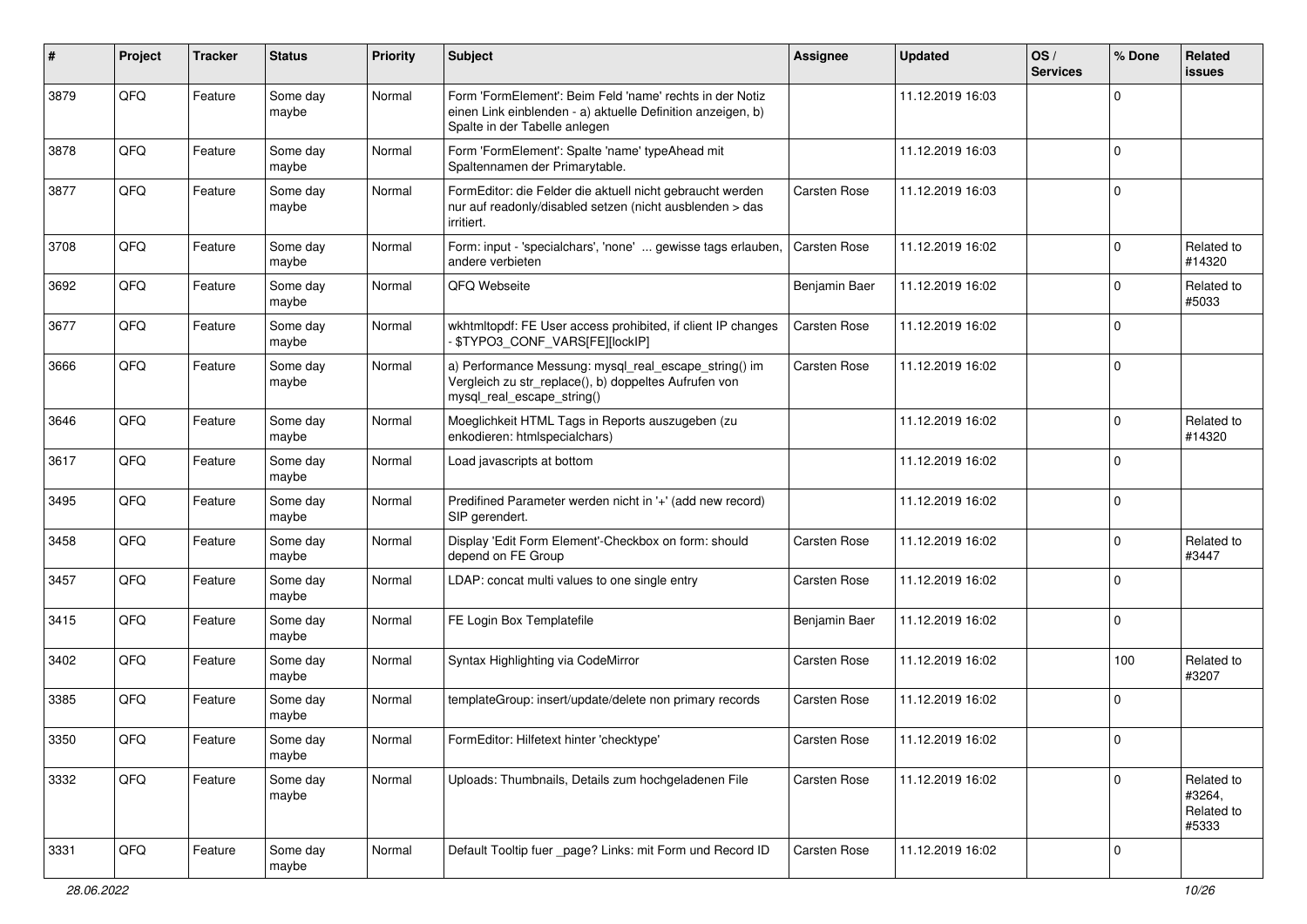| # | Project | Tracker | Status | Priority | Subject | Assignee | Updated | OS / Services | % Done | Related issues |
|---|---|---|---|---|---|---|---|---|---|---|
| 3879 | QFQ | Feature | Some day maybe | Normal | Form 'FormElement': Beim Feld 'name' rechts in der Notiz einen Link einblenden - a) aktuelle Definition anzeigen, b) Spalte in der Tabelle anlegen | | 11.12.2019 16:03 | | 0 | |
| 3878 | QFQ | Feature | Some day maybe | Normal | Form 'FormElement': Spalte 'name' typeAhead mit Spaltennamen der Primarytable. | | 11.12.2019 16:03 | | 0 | |
| 3877 | QFQ | Feature | Some day maybe | Normal | FormEditor: die Felder die aktuell nicht gebraucht werden nur auf readonly/disabled setzen (nicht ausblenden > das irritiert. | Carsten Rose | 11.12.2019 16:03 | | 0 | |
| 3708 | QFQ | Feature | Some day maybe | Normal | Form: input - 'specialchars', 'none' ... gewisse tags erlauben, andere verbieten | Carsten Rose | 11.12.2019 16:02 | | 0 | Related to #14320 |
| 3692 | QFQ | Feature | Some day maybe | Normal | QFQ Webseite | Benjamin Baer | 11.12.2019 16:02 | | 0 | Related to #5033 |
| 3677 | QFQ | Feature | Some day maybe | Normal | wkhtmltopdf: FE User access prohibited, if client IP changes - $TYPO3_CONF_VARS[FE][lockIP] | Carsten Rose | 11.12.2019 16:02 | | 0 | |
| 3666 | QFQ | Feature | Some day maybe | Normal | a) Performance Messung: mysql_real_escape_string() im Vergleich zu str_replace(), b) doppeltes Aufrufen von mysql_real_escape_string() | Carsten Rose | 11.12.2019 16:02 | | 0 | |
| 3646 | QFQ | Feature | Some day maybe | Normal | Moeglichkeit HTML Tags in Reports auszugeben (zu enkodieren: htmlspecialchars) | | 11.12.2019 16:02 | | 0 | Related to #14320 |
| 3617 | QFQ | Feature | Some day maybe | Normal | Load javascripts at bottom | | 11.12.2019 16:02 | | 0 | |
| 3495 | QFQ | Feature | Some day maybe | Normal | Predifined Parameter werden nicht in '+' (add new record) SIP gerendert. | | 11.12.2019 16:02 | | 0 | |
| 3458 | QFQ | Feature | Some day maybe | Normal | Display 'Edit Form Element'-Checkbox on form: should depend on FE Group | Carsten Rose | 11.12.2019 16:02 | | 0 | Related to #3447 |
| 3457 | QFQ | Feature | Some day maybe | Normal | LDAP: concat multi values to one single entry | Carsten Rose | 11.12.2019 16:02 | | 0 | |
| 3415 | QFQ | Feature | Some day maybe | Normal | FE Login Box Templatefile | Benjamin Baer | 11.12.2019 16:02 | | 0 | |
| 3402 | QFQ | Feature | Some day maybe | Normal | Syntax Highlighting via CodeMirror | Carsten Rose | 11.12.2019 16:02 | | 100 | Related to #3207 |
| 3385 | QFQ | Feature | Some day maybe | Normal | templateGroup: insert/update/delete non primary records | Carsten Rose | 11.12.2019 16:02 | | 0 | |
| 3350 | QFQ | Feature | Some day maybe | Normal | FormEditor: Hilfetext hinter 'checktype' | Carsten Rose | 11.12.2019 16:02 | | 0 | |
| 3332 | QFQ | Feature | Some day maybe | Normal | Uploads: Thumbnails, Details zum hochgeladenen File | Carsten Rose | 11.12.2019 16:02 | | 0 | Related to #3264, Related to #5333 |
| 3331 | QFQ | Feature | Some day maybe | Normal | Default Tooltip fuer _page? Links: mit Form und Record ID | Carsten Rose | 11.12.2019 16:02 | | 0 | |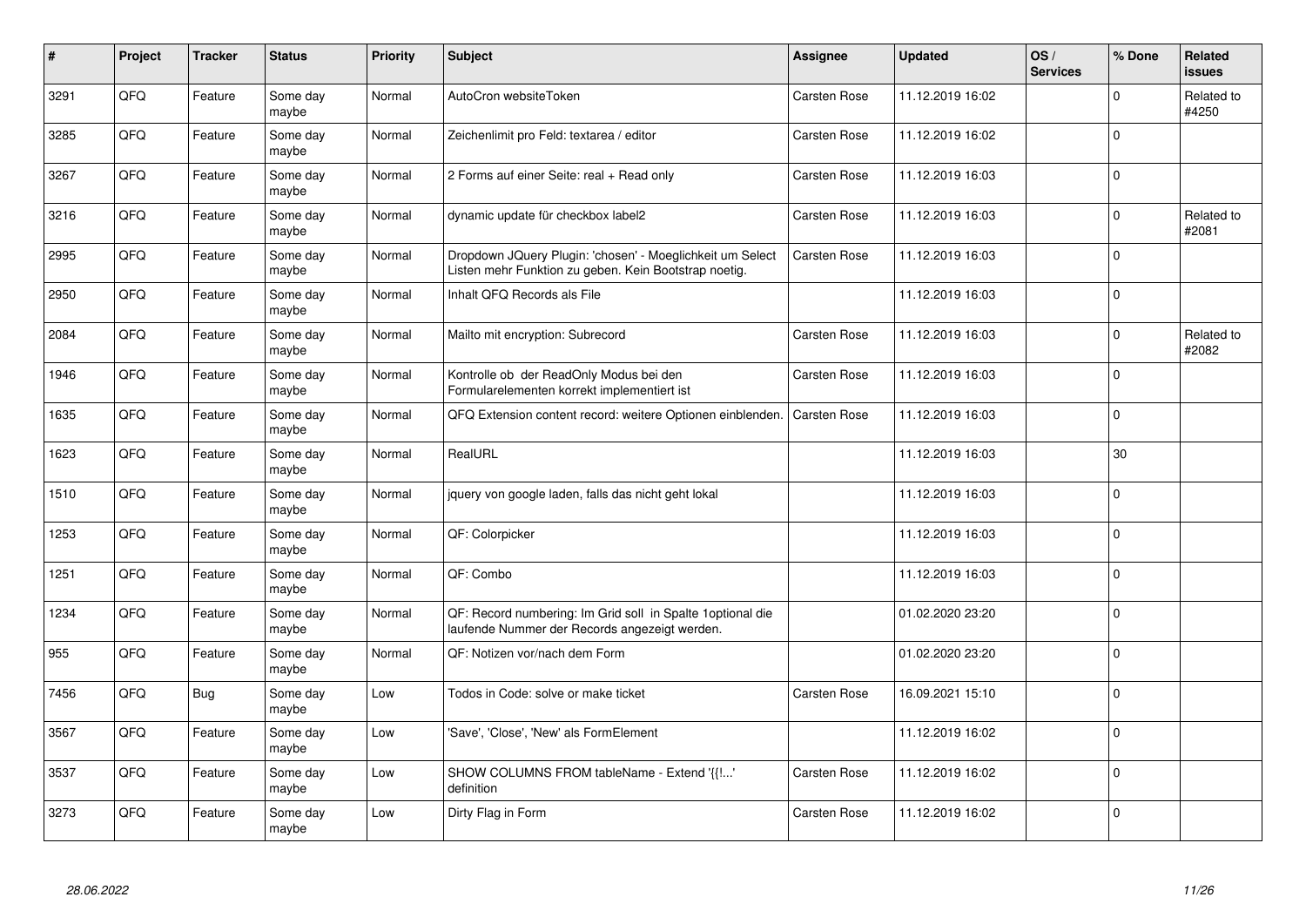| # | Project | Tracker | Status | Priority | Subject | Assignee | Updated | OS / Services | % Done | Related issues |
|---|---|---|---|---|---|---|---|---|---|---|
| 3291 | QFQ | Feature | Some day maybe | Normal | AutoCron websiteToken | Carsten Rose | 11.12.2019 16:02 | | 0 | Related to #4250 |
| 3285 | QFQ | Feature | Some day maybe | Normal | Zeichenlimit pro Feld: textarea / editor | Carsten Rose | 11.12.2019 16:02 | | 0 | |
| 3267 | QFQ | Feature | Some day maybe | Normal | 2 Forms auf einer Seite: real + Read only | Carsten Rose | 11.12.2019 16:03 | | 0 | |
| 3216 | QFQ | Feature | Some day maybe | Normal | dynamic update für checkbox label2 | Carsten Rose | 11.12.2019 16:03 | | 0 | Related to #2081 |
| 2995 | QFQ | Feature | Some day maybe | Normal | Dropdown JQuery Plugin: 'chosen' - Moeglichkeit um Select Listen mehr Funktion zu geben. Kein Bootstrap noetig. | Carsten Rose | 11.12.2019 16:03 | | 0 | |
| 2950 | QFQ | Feature | Some day maybe | Normal | Inhalt QFQ Records als File | | 11.12.2019 16:03 | | 0 | |
| 2084 | QFQ | Feature | Some day maybe | Normal | Mailto mit encryption: Subrecord | Carsten Rose | 11.12.2019 16:03 | | 0 | Related to #2082 |
| 1946 | QFQ | Feature | Some day maybe | Normal | Kontrolle ob der ReadOnly Modus bei den Formularelementen korrekt implementiert ist | Carsten Rose | 11.12.2019 16:03 | | 0 | |
| 1635 | QFQ | Feature | Some day maybe | Normal | QFQ Extension content record: weitere Optionen einblenden. | Carsten Rose | 11.12.2019 16:03 | | 0 | |
| 1623 | QFQ | Feature | Some day maybe | Normal | RealURL | | 11.12.2019 16:03 | | 30 | |
| 1510 | QFQ | Feature | Some day maybe | Normal | jquery von google laden, falls das nicht geht lokal | | 11.12.2019 16:03 | | 0 | |
| 1253 | QFQ | Feature | Some day maybe | Normal | QF: Colorpicker | | 11.12.2019 16:03 | | 0 | |
| 1251 | QFQ | Feature | Some day maybe | Normal | QF: Combo | | 11.12.2019 16:03 | | 0 | |
| 1234 | QFQ | Feature | Some day maybe | Normal | QF: Record numbering: Im Grid soll in Spalte 1optional die laufende Nummer der Records angezeigt werden. | | 01.02.2020 23:20 | | 0 | |
| 955 | QFQ | Feature | Some day maybe | Normal | QF: Notizen vor/nach dem Form | | 01.02.2020 23:20 | | 0 | |
| 7456 | QFQ | Bug | Some day maybe | Low | Todos in Code: solve or make ticket | Carsten Rose | 16.09.2021 15:10 | | 0 | |
| 3567 | QFQ | Feature | Some day maybe | Low | 'Save', 'Close', 'New' als FormElement | | 11.12.2019 16:02 | | 0 | |
| 3537 | QFQ | Feature | Some day maybe | Low | SHOW COLUMNS FROM tableName - Extend '{{!...' definition | Carsten Rose | 11.12.2019 16:02 | | 0 | |
| 3273 | QFQ | Feature | Some day maybe | Low | Dirty Flag in Form | Carsten Rose | 11.12.2019 16:02 | | 0 | |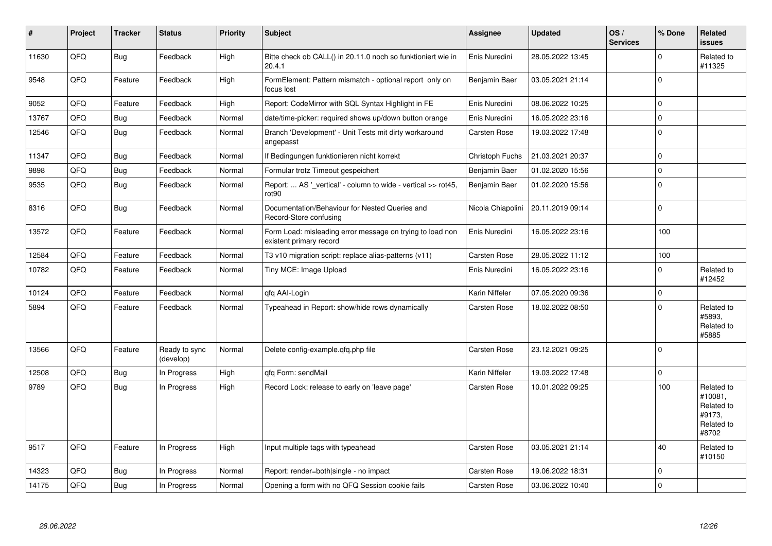| # | Project | Tracker | Status | Priority | Subject | Assignee | Updated | OS / Services | % Done | Related issues |
|---|---|---|---|---|---|---|---|---|---|---|
| 11630 | QFQ | Bug | Feedback | High | Bitte check ob CALL() in 20.11.0 noch so funktioniert wie in 20.4.1 | Enis Nuredini | 28.05.2022 13:45 | | 0 | Related to #11325 |
| 9548 | QFQ | Feature | Feedback | High | FormElement: Pattern mismatch - optional report only on focus lost | Benjamin Baer | 03.05.2021 21:14 | | 0 | |
| 9052 | QFQ | Feature | Feedback | High | Report: CodeMirror with SQL Syntax Highlight in FE | Enis Nuredini | 08.06.2022 10:25 | | 0 | |
| 13767 | QFQ | Bug | Feedback | Normal | date/time-picker: required shows up/down button orange | Enis Nuredini | 16.05.2022 23:16 | | 0 | |
| 12546 | QFQ | Bug | Feedback | Normal | Branch 'Development' - Unit Tests mit dirty workaround angepasst | Carsten Rose | 19.03.2022 17:48 | | 0 | |
| 11347 | QFQ | Bug | Feedback | Normal | If Bedingungen funktionieren nicht korrekt | Christoph Fuchs | 21.03.2021 20:37 | | 0 | |
| 9898 | QFQ | Bug | Feedback | Normal | Formular trotz Timeout gespeichert | Benjamin Baer | 01.02.2020 15:56 | | 0 | |
| 9535 | QFQ | Bug | Feedback | Normal | Report: ... AS '_vertical' - column to wide - vertical >> rot45, rot90 | Benjamin Baer | 01.02.2020 15:56 | | 0 | |
| 8316 | QFQ | Bug | Feedback | Normal | Documentation/Behaviour for Nested Queries and Record-Store confusing | Nicola Chiapolini | 20.11.2019 09:14 | | 0 | |
| 13572 | QFQ | Feature | Feedback | Normal | Form Load: misleading error message on trying to load non existent primary record | Enis Nuredini | 16.05.2022 23:16 | | 100 | |
| 12584 | QFQ | Feature | Feedback | Normal | T3 v10 migration script: replace alias-patterns (v11) | Carsten Rose | 28.05.2022 11:12 | | 100 | |
| 10782 | QFQ | Feature | Feedback | Normal | Tiny MCE: Image Upload | Enis Nuredini | 16.05.2022 23:16 | | 0 | Related to #12452 |
| 10124 | QFQ | Feature | Feedback | Normal | qfq AAI-Login | Karin Niffeler | 07.05.2020 09:36 | | 0 | |
| 5894 | QFQ | Feature | Feedback | Normal | Typeahead in Report: show/hide rows dynamically | Carsten Rose | 18.02.2022 08:50 | | 0 | Related to #5893, Related to #5885 |
| 13566 | QFQ | Feature | Ready to sync (develop) | Normal | Delete config-example.qfq.php file | Carsten Rose | 23.12.2021 09:25 | | 0 | |
| 12508 | QFQ | Bug | In Progress | High | qfq Form: sendMail | Karin Niffeler | 19.03.2022 17:48 | | 0 | |
| 9789 | QFQ | Bug | In Progress | High | Record Lock: release to early on 'leave page' | Carsten Rose | 10.01.2022 09:25 | | 100 | Related to #10081, Related to #9173, Related to #8702 |
| 9517 | QFQ | Feature | In Progress | High | Input multiple tags with typeahead | Carsten Rose | 03.05.2021 21:14 | | 40 | Related to #10150 |
| 14323 | QFQ | Bug | In Progress | Normal | Report: render=both\|single - no impact | Carsten Rose | 19.06.2022 18:31 | | 0 | |
| 14175 | QFQ | Bug | In Progress | Normal | Opening a form with no QFQ Session cookie fails | Carsten Rose | 03.06.2022 10:40 | | 0 | |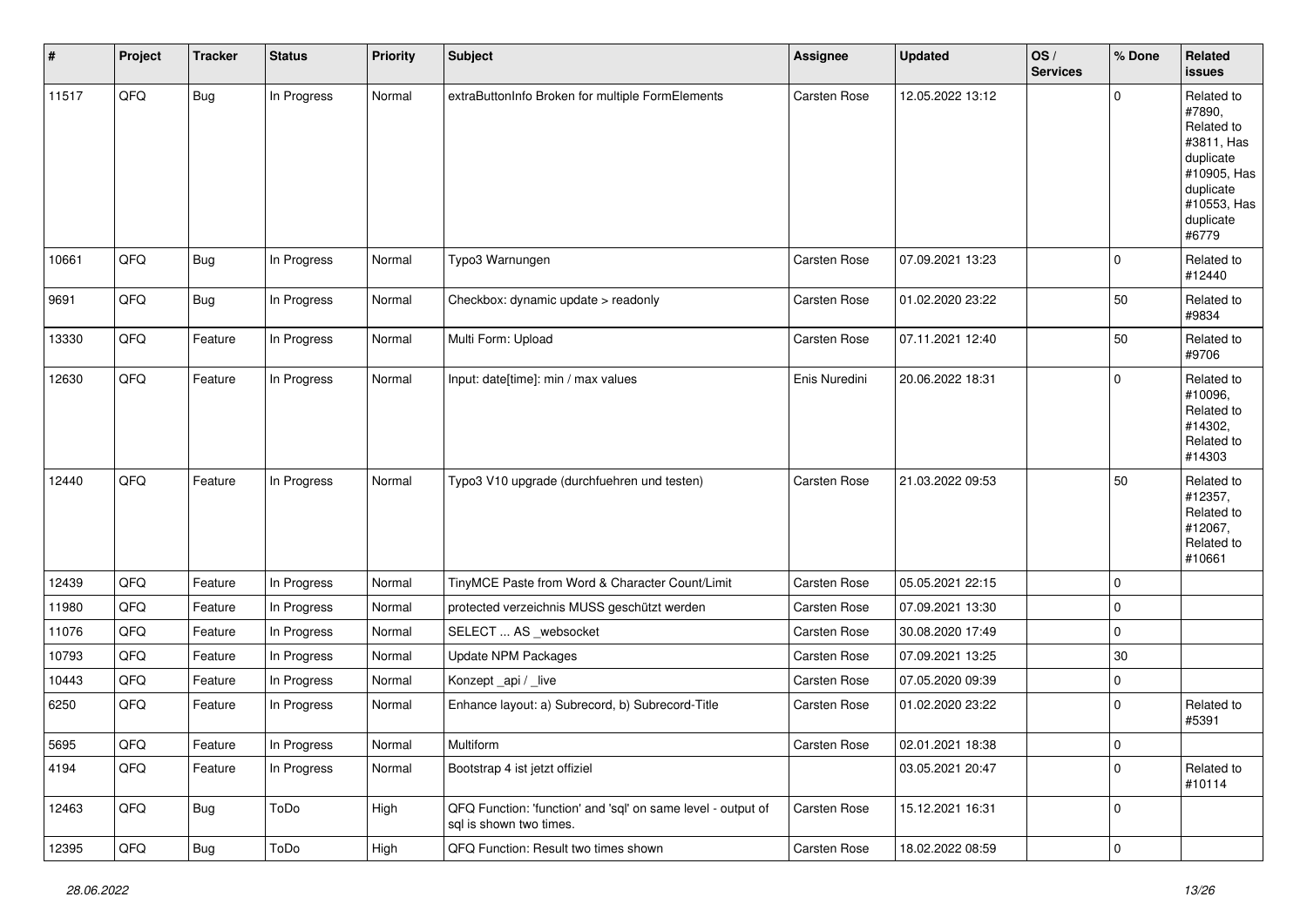| # | Project | Tracker | Status | Priority | Subject | Assignee | Updated | OS / Services | % Done | Related issues |
|---|---|---|---|---|---|---|---|---|---|---|
| 11517 | QFQ | Bug | In Progress | Normal | extraButtonInfo Broken for multiple FormElements | Carsten Rose | 12.05.2022 13:12 | | 0 | Related to #7890, Related to #3811, Has duplicate #10905, Has duplicate #10553, Has duplicate #6779 |
| 10661 | QFQ | Bug | In Progress | Normal | Typo3 Warnungen | Carsten Rose | 07.09.2021 13:23 | | 0 | Related to #12440 |
| 9691 | QFQ | Bug | In Progress | Normal | Checkbox: dynamic update > readonly | Carsten Rose | 01.02.2020 23:22 | | 50 | Related to #9834 |
| 13330 | QFQ | Feature | In Progress | Normal | Multi Form: Upload | Carsten Rose | 07.11.2021 12:40 | | 50 | Related to #9706 |
| 12630 | QFQ | Feature | In Progress | Normal | Input: date[time]: min / max values | Enis Nuredini | 20.06.2022 18:31 | | 0 | Related to #10096, Related to #14302, Related to #14303 |
| 12440 | QFQ | Feature | In Progress | Normal | Typo3 V10 upgrade (durchfuehren und testen) | Carsten Rose | 21.03.2022 09:53 | | 50 | Related to #12357, Related to #12067, Related to #10661 |
| 12439 | QFQ | Feature | In Progress | Normal | TinyMCE Paste from Word & Character Count/Limit | Carsten Rose | 05.05.2021 22:15 | | 0 | |
| 11980 | QFQ | Feature | In Progress | Normal | protected verzeichnis MUSS geschützt werden | Carsten Rose | 07.09.2021 13:30 | | 0 | |
| 11076 | QFQ | Feature | In Progress | Normal | SELECT ... AS _websocket | Carsten Rose | 30.08.2020 17:49 | | 0 | |
| 10793 | QFQ | Feature | In Progress | Normal | Update NPM Packages | Carsten Rose | 07.09.2021 13:25 | | 30 | |
| 10443 | QFQ | Feature | In Progress | Normal | Konzept _api / _live | Carsten Rose | 07.05.2020 09:39 | | 0 | |
| 6250 | QFQ | Feature | In Progress | Normal | Enhance layout: a) Subrecord, b) Subrecord-Title | Carsten Rose | 01.02.2020 23:22 | | 0 | Related to #5391 |
| 5695 | QFQ | Feature | In Progress | Normal | Multiform | Carsten Rose | 02.01.2021 18:38 | | 0 | |
| 4194 | QFQ | Feature | In Progress | Normal | Bootstrap 4 ist jetzt offiziel | | 03.05.2021 20:47 | | 0 | Related to #10114 |
| 12463 | QFQ | Bug | ToDo | High | QFQ Function: 'function' and 'sql' on same level - output of sql is shown two times. | Carsten Rose | 15.12.2021 16:31 | | 0 | |
| 12395 | QFQ | Bug | ToDo | High | QFQ Function: Result two times shown | Carsten Rose | 18.02.2022 08:59 | | 0 | |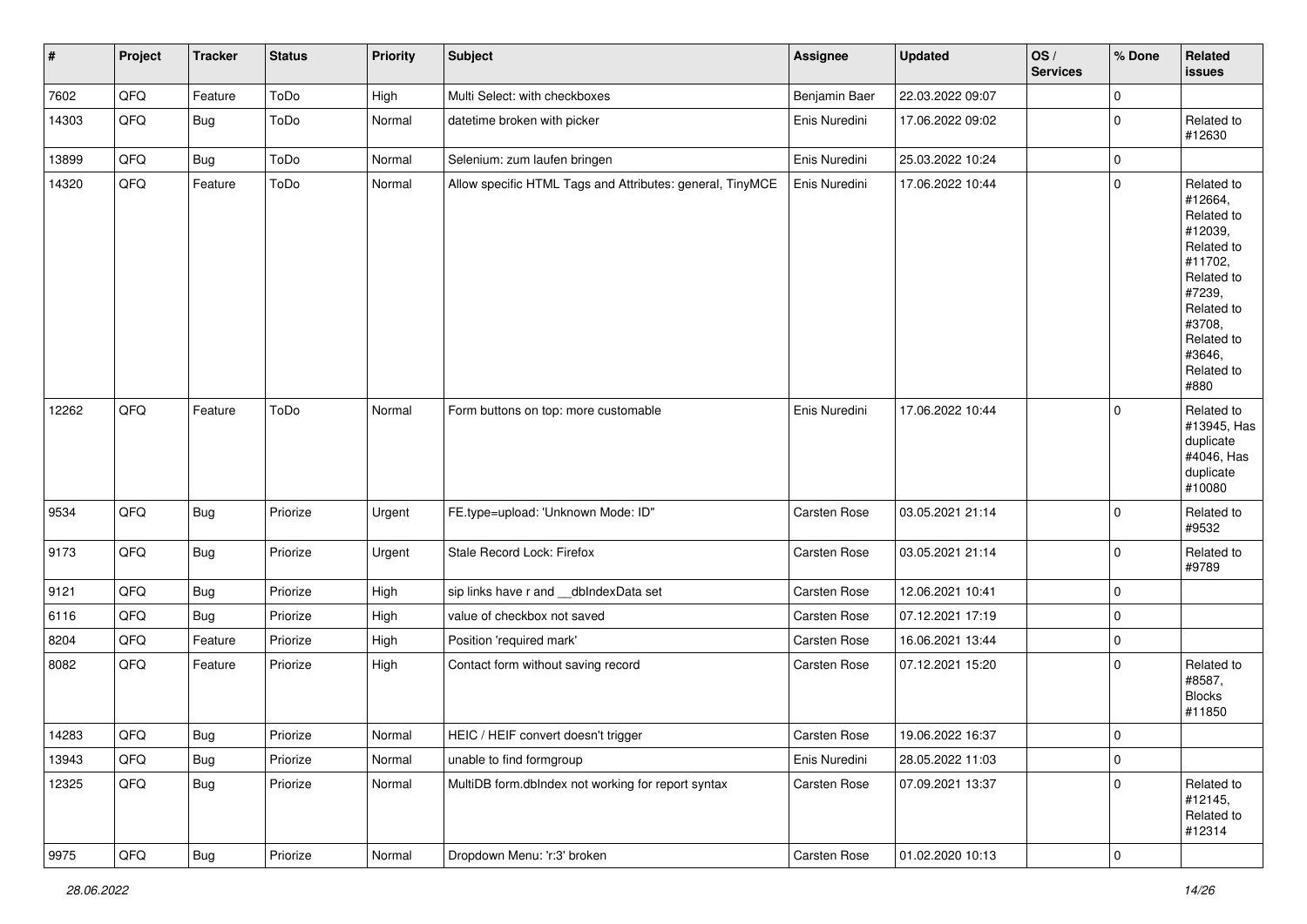| # | Project | Tracker | Status | Priority | Subject | Assignee | Updated | OS / Services | % Done | Related issues |
|---|---|---|---|---|---|---|---|---|---|---|
| 7602 | QFQ | Feature | ToDo | High | Multi Select: with checkboxes | Benjamin Baer | 22.03.2022 09:07 | | 0 | |
| 14303 | QFQ | Bug | ToDo | Normal | datetime broken with picker | Enis Nuredini | 17.06.2022 09:02 | | 0 | Related to #12630 |
| 13899 | QFQ | Bug | ToDo | Normal | Selenium: zum laufen bringen | Enis Nuredini | 25.03.2022 10:24 | | 0 | |
| 14320 | QFQ | Feature | ToDo | Normal | Allow specific HTML Tags and Attributes: general, TinyMCE | Enis Nuredini | 17.06.2022 10:44 | | 0 | Related to #12664, Related to #12039, Related to #11702, Related to #7239, Related to #3708, Related to #3646, Related to #880 |
| 12262 | QFQ | Feature | ToDo | Normal | Form buttons on top: more customable | Enis Nuredini | 17.06.2022 10:44 | | 0 | Related to #13945, Has duplicate #4046, Has duplicate #10080 |
| 9534 | QFQ | Bug | Priorize | Urgent | FE.type=upload: 'Unknown Mode: ID" | Carsten Rose | 03.05.2021 21:14 | | 0 | Related to #9532 |
| 9173 | QFQ | Bug | Priorize | Urgent | Stale Record Lock: Firefox | Carsten Rose | 03.05.2021 21:14 | | 0 | Related to #9789 |
| 9121 | QFQ | Bug | Priorize | High | sip links have r and __dbIndexData set | Carsten Rose | 12.06.2021 10:41 | | 0 | |
| 6116 | QFQ | Bug | Priorize | High | value of checkbox not saved | Carsten Rose | 07.12.2021 17:19 | | 0 | |
| 8204 | QFQ | Feature | Priorize | High | Position 'required mark' | Carsten Rose | 16.06.2021 13:44 | | 0 | |
| 8082 | QFQ | Feature | Priorize | High | Contact form without saving record | Carsten Rose | 07.12.2021 15:20 | | 0 | Related to #8587, Blocks #11850 |
| 14283 | QFQ | Bug | Priorize | Normal | HEIC / HEIF convert doesn't trigger | Carsten Rose | 19.06.2022 16:37 | | 0 | |
| 13943 | QFQ | Bug | Priorize | Normal | unable to find formgroup | Enis Nuredini | 28.05.2022 11:03 | | 0 | |
| 12325 | QFQ | Bug | Priorize | Normal | MultiDB form.dbIndex not working for report syntax | Carsten Rose | 07.09.2021 13:37 | | 0 | Related to #12145, Related to #12314 |
| 9975 | QFQ | Bug | Priorize | Normal | Dropdown Menu: 'r:3' broken | Carsten Rose | 01.02.2020 10:13 | | 0 | |

*28.06.2022*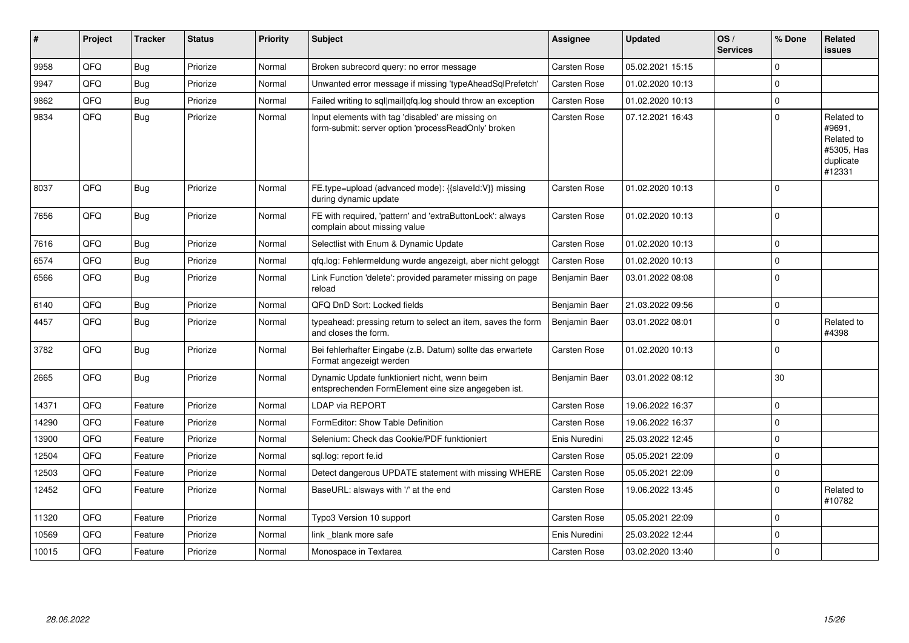| # | Project | Tracker | Status | Priority | Subject | Assignee | Updated | OS / Services | % Done | Related issues |
|---|---|---|---|---|---|---|---|---|---|---|
| 9958 | QFQ | Bug | Priorize | Normal | Broken subrecord query: no error message | Carsten Rose | 05.02.2021 15:15 | | 0 | |
| 9947 | QFQ | Bug | Priorize | Normal | Unwanted error message if missing 'typeAheadSqlPrefetch' | Carsten Rose | 01.02.2020 10:13 | | 0 | |
| 9862 | QFQ | Bug | Priorize | Normal | Failed writing to sql\|mail\|qfq.log should throw an exception | Carsten Rose | 01.02.2020 10:13 | | 0 | |
| 9834 | QFQ | Bug | Priorize | Normal | Input elements with tag 'disabled' are missing on form-submit: server option 'processReadOnly' broken | Carsten Rose | 07.12.2021 16:43 | | 0 | Related to #9691, Related to #5305, Has duplicate #12331 |
| 8037 | QFQ | Bug | Priorize | Normal | FE.type=upload (advanced mode): {{slaveId:V}} missing during dynamic update | Carsten Rose | 01.02.2020 10:13 | | 0 | |
| 7656 | QFQ | Bug | Priorize | Normal | FE with required, 'pattern' and 'extraButtonLock': always complain about missing value | Carsten Rose | 01.02.2020 10:13 | | 0 | |
| 7616 | QFQ | Bug | Priorize | Normal | Selectlist with Enum & Dynamic Update | Carsten Rose | 01.02.2020 10:13 | | 0 | |
| 6574 | QFQ | Bug | Priorize | Normal | qfq.log: Fehlermeldung wurde angezeigt, aber nicht geloggt | Carsten Rose | 01.02.2020 10:13 | | 0 | |
| 6566 | QFQ | Bug | Priorize | Normal | Link Function 'delete': provided parameter missing on page reload | Benjamin Baer | 03.01.2022 08:08 | | 0 | |
| 6140 | QFQ | Bug | Priorize | Normal | QFQ DnD Sort: Locked fields | Benjamin Baer | 21.03.2022 09:56 | | 0 | |
| 4457 | QFQ | Bug | Priorize | Normal | typeahead: pressing return to select an item, saves the form and closes the form. | Benjamin Baer | 03.01.2022 08:01 | | 0 | Related to #4398 |
| 3782 | QFQ | Bug | Priorize | Normal | Bei fehlerhafter Eingabe (z.B. Datum) sollte das erwartete Format angezeigt werden | Carsten Rose | 01.02.2020 10:13 | | 0 | |
| 2665 | QFQ | Bug | Priorize | Normal | Dynamic Update funktioniert nicht, wenn beim entsprechenden FormElement eine size angegeben ist. | Benjamin Baer | 03.01.2022 08:12 | | 30 | |
| 14371 | QFQ | Feature | Priorize | Normal | LDAP via REPORT | Carsten Rose | 19.06.2022 16:37 | | 0 | |
| 14290 | QFQ | Feature | Priorize | Normal | FormEditor: Show Table Definition | Carsten Rose | 19.06.2022 16:37 | | 0 | |
| 13900 | QFQ | Feature | Priorize | Normal | Selenium: Check das Cookie/PDF funktioniert | Enis Nuredini | 25.03.2022 12:45 | | 0 | |
| 12504 | QFQ | Feature | Priorize | Normal | sql.log: report fe.id | Carsten Rose | 05.05.2021 22:09 | | 0 | |
| 12503 | QFQ | Feature | Priorize | Normal | Detect dangerous UPDATE statement with missing WHERE | Carsten Rose | 05.05.2021 22:09 | | 0 | |
| 12452 | QFQ | Feature | Priorize | Normal | BaseURL: alsways with '/' at the end | Carsten Rose | 19.06.2022 13:45 | | 0 | Related to #10782 |
| 11320 | QFQ | Feature | Priorize | Normal | Typo3 Version 10 support | Carsten Rose | 05.05.2021 22:09 | | 0 | |
| 10569 | QFQ | Feature | Priorize | Normal | link _blank more safe | Enis Nuredini | 25.03.2022 12:44 | | 0 | |
| 10015 | QFQ | Feature | Priorize | Normal | Monospace in Textarea | Carsten Rose | 03.02.2020 13:40 | | 0 | |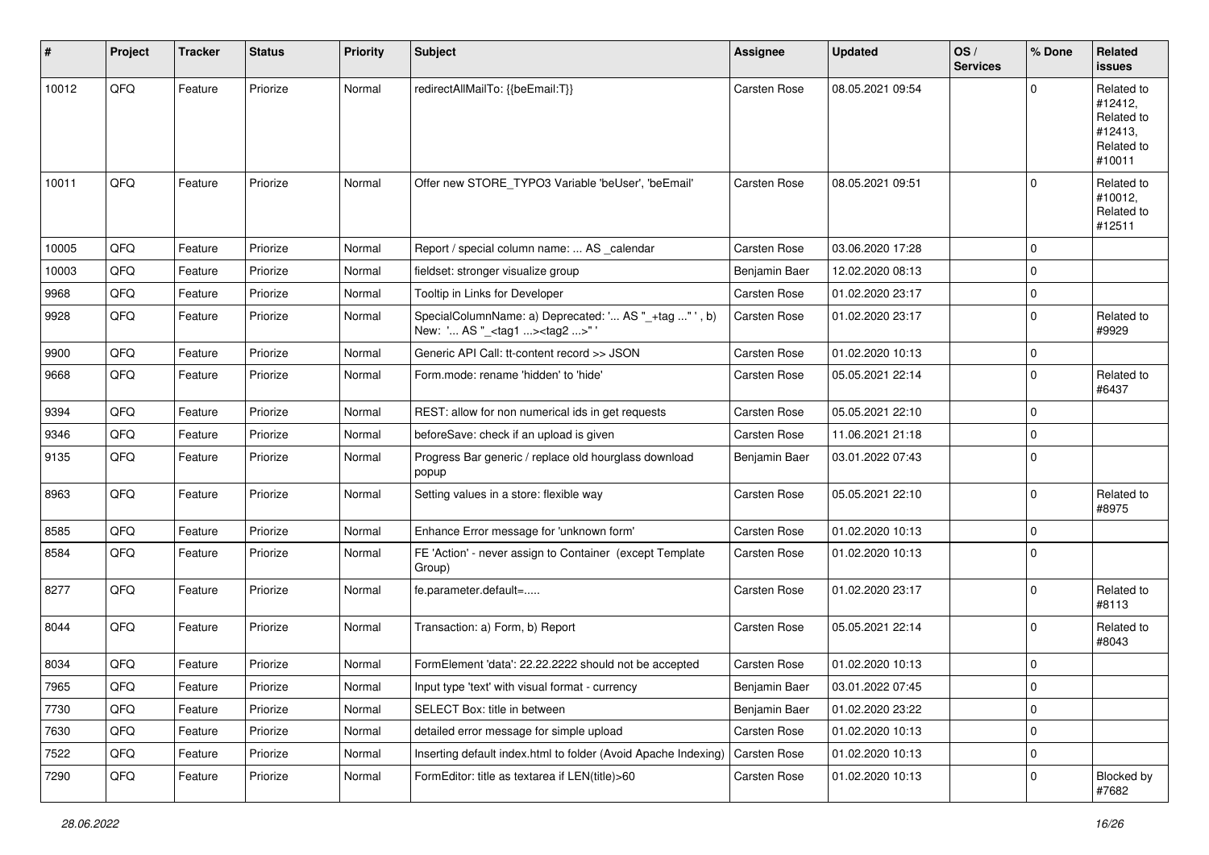| # | Project | Tracker | Status | Priority | Subject | Assignee | Updated | OS / Services | % Done | Related issues |
|---|---|---|---|---|---|---|---|---|---|---|
| 10012 | QFQ | Feature | Priorize | Normal | redirectAllMailTo: {{beEmail:T}} | Carsten Rose | 08.05.2021 09:54 | | 0 | Related to #12412, Related to #12413, Related to #10011 |
| 10011 | QFQ | Feature | Priorize | Normal | Offer new STORE_TYPO3 Variable 'beUser', 'beEmail' | Carsten Rose | 08.05.2021 09:51 | | 0 | Related to #10012, Related to #12511 |
| 10005 | QFQ | Feature | Priorize | Normal | Report / special column name: ... AS _calendar | Carsten Rose | 03.06.2020 17:28 | | 0 | |
| 10003 | QFQ | Feature | Priorize | Normal | fieldset: stronger visualize group | Benjamin Baer | 12.02.2020 08:13 | | 0 | |
| 9968 | QFQ | Feature | Priorize | Normal | Tooltip in Links for Developer | Carsten Rose | 01.02.2020 23:17 | | 0 | |
| 9928 | QFQ | Feature | Priorize | Normal | SpecialColumnName: a) Deprecated: '... AS "_+tag " ', b) New: '... AS "_<tag1 ...><tag2 ...>" ' | Carsten Rose | 01.02.2020 23:17 | | 0 | Related to #9929 |
| 9900 | QFQ | Feature | Priorize | Normal | Generic API Call: tt-content record >> JSON | Carsten Rose | 01.02.2020 10:13 | | 0 | |
| 9668 | QFQ | Feature | Priorize | Normal | Form.mode: rename 'hidden' to 'hide' | Carsten Rose | 05.05.2021 22:14 | | 0 | Related to #6437 |
| 9394 | QFQ | Feature | Priorize | Normal | REST: allow for non numerical ids in get requests | Carsten Rose | 05.05.2021 22:10 | | 0 | |
| 9346 | QFQ | Feature | Priorize | Normal | beforeSave: check if an upload is given | Carsten Rose | 11.06.2021 21:18 | | 0 | |
| 9135 | QFQ | Feature | Priorize | Normal | Progress Bar generic / replace old hourglass download popup | Benjamin Baer | 03.01.2022 07:43 | | 0 | |
| 8963 | QFQ | Feature | Priorize | Normal | Setting values in a store: flexible way | Carsten Rose | 05.05.2021 22:10 | | 0 | Related to #8975 |
| 8585 | QFQ | Feature | Priorize | Normal | Enhance Error message for 'unknown form' | Carsten Rose | 01.02.2020 10:13 | | 0 | |
| 8584 | QFQ | Feature | Priorize | Normal | FE 'Action' - never assign to Container (except Template Group) | Carsten Rose | 01.02.2020 10:13 | | 0 | |
| 8277 | QFQ | Feature | Priorize | Normal | fe.parameter.default=..... | Carsten Rose | 01.02.2020 23:17 | | 0 | Related to #8113 |
| 8044 | QFQ | Feature | Priorize | Normal | Transaction: a) Form, b) Report | Carsten Rose | 05.05.2021 22:14 | | 0 | Related to #8043 |
| 8034 | QFQ | Feature | Priorize | Normal | FormElement 'data': 22.22.2222 should not be accepted | Carsten Rose | 01.02.2020 10:13 | | 0 | |
| 7965 | QFQ | Feature | Priorize | Normal | Input type 'text' with visual format - currency | Benjamin Baer | 03.01.2022 07:45 | | 0 | |
| 7730 | QFQ | Feature | Priorize | Normal | SELECT Box: title in between | Benjamin Baer | 01.02.2020 23:22 | | 0 | |
| 7630 | QFQ | Feature | Priorize | Normal | detailed error message for simple upload | Carsten Rose | 01.02.2020 10:13 | | 0 | |
| 7522 | QFQ | Feature | Priorize | Normal | Inserting default index.html to folder (Avoid Apache Indexing) | Carsten Rose | 01.02.2020 10:13 | | 0 | |
| 7290 | QFQ | Feature | Priorize | Normal | FormEditor: title as textarea if LEN(title)>60 | Carsten Rose | 01.02.2020 10:13 | | 0 | Blocked by #7682 |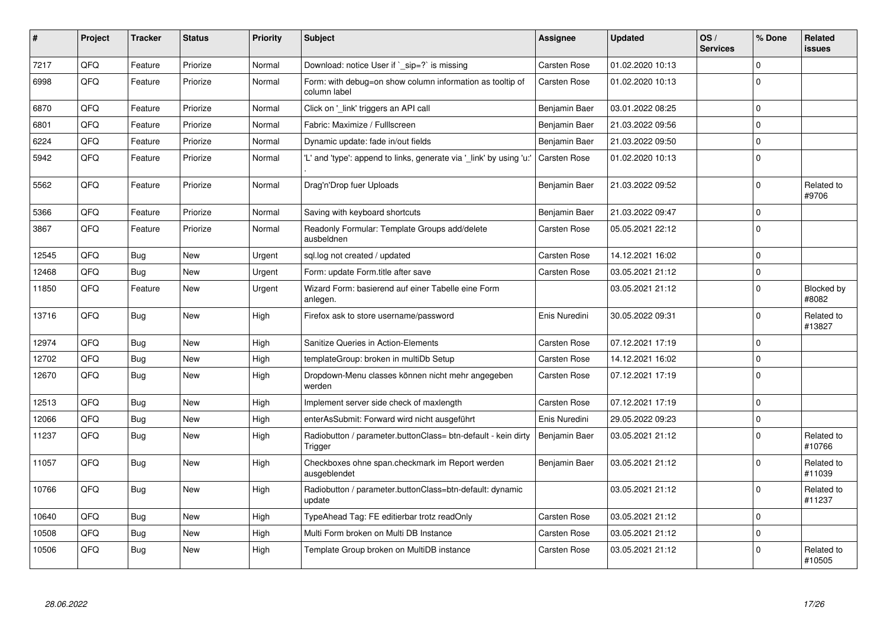| # | Project | Tracker | Status | Priority | Subject | Assignee | Updated | OS / Services | % Done | Related issues |
|---|---|---|---|---|---|---|---|---|---|---|
| 7217 | QFQ | Feature | Priorize | Normal | Download: notice User if `_sip=?` is missing | Carsten Rose | 01.02.2020 10:13 | | 0 | |
| 6998 | QFQ | Feature | Priorize | Normal | Form: with debug=on show column information as tooltip of column label | Carsten Rose | 01.02.2020 10:13 | | 0 | |
| 6870 | QFQ | Feature | Priorize | Normal | Click on '_link' triggers an API call | Benjamin Baer | 03.01.2022 08:25 | | 0 | |
| 6801 | QFQ | Feature | Priorize | Normal | Fabric: Maximize / Fulllscreen | Benjamin Baer | 21.03.2022 09:56 | | 0 | |
| 6224 | QFQ | Feature | Priorize | Normal | Dynamic update: fade in/out fields | Benjamin Baer | 21.03.2022 09:50 | | 0 | |
| 5942 | QFQ | Feature | Priorize | Normal | 'L' and 'type': append to links, generate via '_link' by using 'u:' . | Carsten Rose | 01.02.2020 10:13 | | 0 | |
| 5562 | QFQ | Feature | Priorize | Normal | Drag'n'Drop fuer Uploads | Benjamin Baer | 21.03.2022 09:52 | | 0 | Related to #9706 |
| 5366 | QFQ | Feature | Priorize | Normal | Saving with keyboard shortcuts | Benjamin Baer | 21.03.2022 09:47 | | 0 | |
| 3867 | QFQ | Feature | Priorize | Normal | Readonly Formular: Template Groups add/delete ausbeldnen | Carsten Rose | 05.05.2021 22:12 | | 0 | |
| 12545 | QFQ | Bug | New | Urgent | sql.log not created / updated | Carsten Rose | 14.12.2021 16:02 | | 0 | |
| 12468 | QFQ | Bug | New | Urgent | Form: update Form.title after save | Carsten Rose | 03.05.2021 21:12 | | 0 | |
| 11850 | QFQ | Feature | New | Urgent | Wizard Form: basierend auf einer Tabelle eine Form anlegen. | | 03.05.2021 21:12 | | 0 | Blocked by #8082 |
| 13716 | QFQ | Bug | New | High | Firefox ask to store username/password | Enis Nuredini | 30.05.2022 09:31 | | 0 | Related to #13827 |
| 12974 | QFQ | Bug | New | High | Sanitize Queries in Action-Elements | Carsten Rose | 07.12.2021 17:19 | | 0 | |
| 12702 | QFQ | Bug | New | High | templateGroup: broken in multiDb Setup | Carsten Rose | 14.12.2021 16:02 | | 0 | |
| 12670 | QFQ | Bug | New | High | Dropdown-Menu classes können nicht mehr angegeben werden | Carsten Rose | 07.12.2021 17:19 | | 0 | |
| 12513 | QFQ | Bug | New | High | Implement server side check of maxlength | Carsten Rose | 07.12.2021 17:19 | | 0 | |
| 12066 | QFQ | Bug | New | High | enterAsSubmit: Forward wird nicht ausgeführt | Enis Nuredini | 29.05.2022 09:23 | | 0 | |
| 11237 | QFQ | Bug | New | High | Radiobutton / parameter.buttonClass= btn-default - kein dirty Trigger | Benjamin Baer | 03.05.2021 21:12 | | 0 | Related to #10766 |
| 11057 | QFQ | Bug | New | High | Checkboxes ohne span.checkmark im Report werden ausgeblendet | Benjamin Baer | 03.05.2021 21:12 | | 0 | Related to #11039 |
| 10766 | QFQ | Bug | New | High | Radiobutton / parameter.buttonClass=btn-default: dynamic update | | 03.05.2021 21:12 | | 0 | Related to #11237 |
| 10640 | QFQ | Bug | New | High | TypeAhead Tag: FE editierbar trotz readOnly | Carsten Rose | 03.05.2021 21:12 | | 0 | |
| 10508 | QFQ | Bug | New | High | Multi Form broken on Multi DB Instance | Carsten Rose | 03.05.2021 21:12 | | 0 | |
| 10506 | QFQ | Bug | New | High | Template Group broken on MultiDB instance | Carsten Rose | 03.05.2021 21:12 | | 0 | Related to #10505 |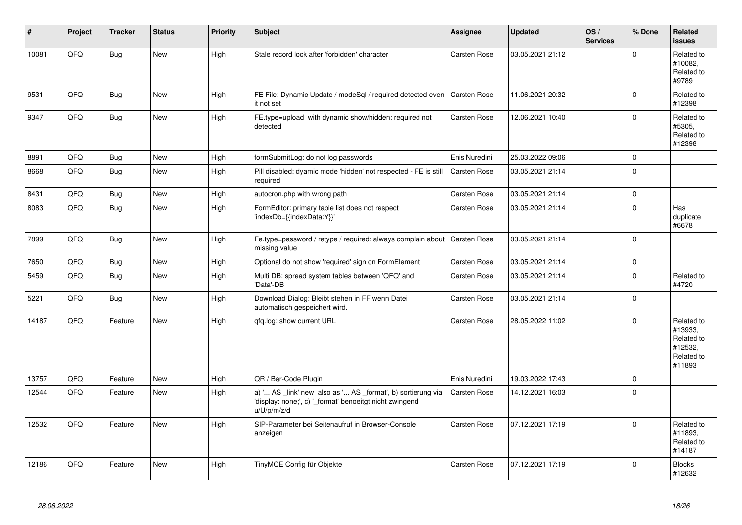| # | Project | Tracker | Status | Priority | Subject | Assignee | Updated | OS / Services | % Done | Related issues |
|---|---|---|---|---|---|---|---|---|---|---|
| 10081 | QFQ | Bug | New | High | Stale record lock after 'forbidden' character | Carsten Rose | 03.05.2021 21:12 | | 0 | Related to #10082, Related to #9789 |
| 9531 | QFQ | Bug | New | High | FE File: Dynamic Update / modeSql / required detected even it not set | Carsten Rose | 11.06.2021 20:32 | | 0 | Related to #12398 |
| 9347 | QFQ | Bug | New | High | FE.type=upload with dynamic show/hidden: required not detected | Carsten Rose | 12.06.2021 10:40 | | 0 | Related to #5305, Related to #12398 |
| 8891 | QFQ | Bug | New | High | formSubmitLog: do not log passwords | Enis Nuredini | 25.03.2022 09:06 | | 0 | |
| 8668 | QFQ | Bug | New | High | Pill disabled: dyamic mode 'hidden' not respected - FE is still required | Carsten Rose | 03.05.2021 21:14 | | 0 | |
| 8431 | QFQ | Bug | New | High | autocron.php with wrong path | Carsten Rose | 03.05.2021 21:14 | | 0 | |
| 8083 | QFQ | Bug | New | High | FormEditor: primary table list does not respect 'indexDb={{indexData:Y}}' | Carsten Rose | 03.05.2021 21:14 | | 0 | Has duplicate #6678 |
| 7899 | QFQ | Bug | New | High | Fe.type=password / retype / required: always complain about missing value | Carsten Rose | 03.05.2021 21:14 | | 0 | |
| 7650 | QFQ | Bug | New | High | Optional do not show 'required' sign on FormElement | Carsten Rose | 03.05.2021 21:14 | | 0 | |
| 5459 | QFQ | Bug | New | High | Multi DB: spread system tables between 'QFQ' and 'Data'-DB | Carsten Rose | 03.05.2021 21:14 | | 0 | Related to #4720 |
| 5221 | QFQ | Bug | New | High | Download Dialog: Bleibt stehen in FF wenn Datei automatisch gespeichert wird. | Carsten Rose | 03.05.2021 21:14 | | 0 | |
| 14187 | QFQ | Feature | New | High | qfq.log: show current URL | Carsten Rose | 28.05.2022 11:02 | | 0 | Related to #13933, Related to #12532, Related to #11893 |
| 13757 | QFQ | Feature | New | High | QR / Bar-Code Plugin | Enis Nuredini | 19.03.2022 17:43 | | 0 | |
| 12544 | QFQ | Feature | New | High | a) '... AS _link' new also as '... AS _format', b) sortierung via 'display: none;', c) '_format' benoeitgt nicht zwingend u/U/p/m/z/d | Carsten Rose | 14.12.2021 16:03 | | 0 | |
| 12532 | QFQ | Feature | New | High | SIP-Parameter bei Seitenaufruf in Browser-Console anzeigen | Carsten Rose | 07.12.2021 17:19 | | 0 | Related to #11893, Related to #14187 |
| 12186 | QFQ | Feature | New | High | TinyMCE Config für Objekte | Carsten Rose | 07.12.2021 17:19 | | 0 | Blocks #12632 |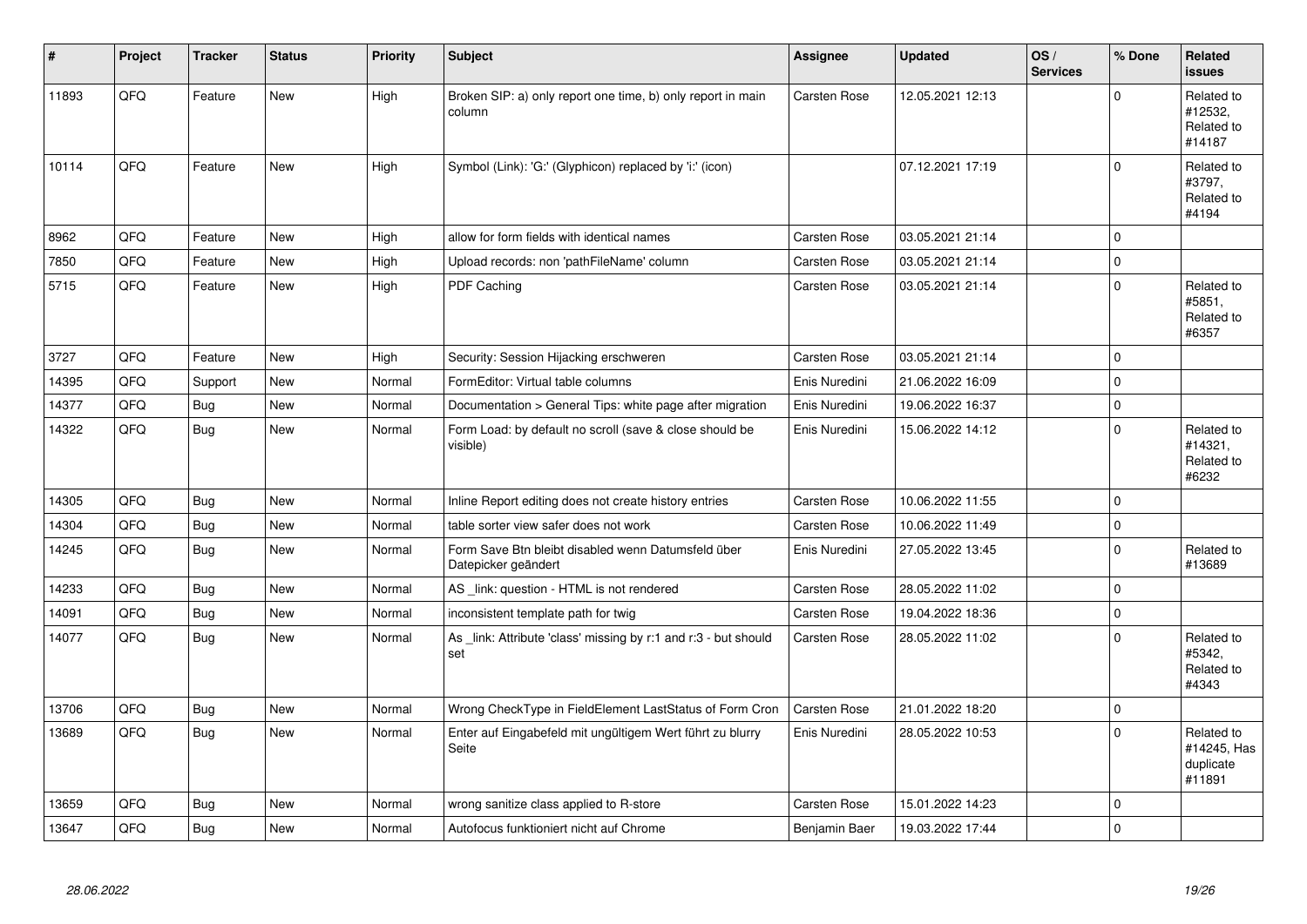| # | Project | Tracker | Status | Priority | Subject | Assignee | Updated | OS / Services | % Done | Related issues |
|---|---|---|---|---|---|---|---|---|---|---|
| 11893 | QFQ | Feature | New | High | Broken SIP: a) only report one time, b) only report in main column | Carsten Rose | 12.05.2021 12:13 | | 0 | Related to #12532, Related to #14187 |
| 10114 | QFQ | Feature | New | High | Symbol (Link): 'G:' (Glyphicon) replaced by 'i:' (icon) | | 07.12.2021 17:19 | | 0 | Related to #3797, Related to #4194 |
| 8962 | QFQ | Feature | New | High | allow for form fields with identical names | Carsten Rose | 03.05.2021 21:14 | | 0 | |
| 7850 | QFQ | Feature | New | High | Upload records: non 'pathFileName' column | Carsten Rose | 03.05.2021 21:14 | | 0 | |
| 5715 | QFQ | Feature | New | High | PDF Caching | Carsten Rose | 03.05.2021 21:14 | | 0 | Related to #5851, Related to #6357 |
| 3727 | QFQ | Feature | New | High | Security: Session Hijacking erschweren | Carsten Rose | 03.05.2021 21:14 | | 0 | |
| 14395 | QFQ | Support | New | Normal | FormEditor: Virtual table columns | Enis Nuredini | 21.06.2022 16:09 | | 0 | |
| 14377 | QFQ | Bug | New | Normal | Documentation > General Tips: white page after migration | Enis Nuredini | 19.06.2022 16:37 | | 0 | |
| 14322 | QFQ | Bug | New | Normal | Form Load: by default no scroll (save & close should be visible) | Enis Nuredini | 15.06.2022 14:12 | | 0 | Related to #14321, Related to #6232 |
| 14305 | QFQ | Bug | New | Normal | Inline Report editing does not create history entries | Carsten Rose | 10.06.2022 11:55 | | 0 | |
| 14304 | QFQ | Bug | New | Normal | table sorter view safer does not work | Carsten Rose | 10.06.2022 11:49 | | 0 | |
| 14245 | QFQ | Bug | New | Normal | Form Save Btn bleibt disabled wenn Datumsfeld über Datepicker geändert | Enis Nuredini | 27.05.2022 13:45 | | 0 | Related to #13689 |
| 14233 | QFQ | Bug | New | Normal | AS _link: question - HTML is not rendered | Carsten Rose | 28.05.2022 11:02 | | 0 | |
| 14091 | QFQ | Bug | New | Normal | inconsistent template path for twig | Carsten Rose | 19.04.2022 18:36 | | 0 | |
| 14077 | QFQ | Bug | New | Normal | As _link: Attribute 'class' missing by r:1 and r:3 - but should set | Carsten Rose | 28.05.2022 11:02 | | 0 | Related to #5342, Related to #4343 |
| 13706 | QFQ | Bug | New | Normal | Wrong CheckType in FieldElement LastStatus of Form Cron | Carsten Rose | 21.01.2022 18:20 | | 0 | |
| 13689 | QFQ | Bug | New | Normal | Enter auf Eingabefeld mit ungültigem Wert führt zu blurry Seite | Enis Nuredini | 28.05.2022 10:53 | | 0 | Related to #14245, Has duplicate #11891 |
| 13659 | QFQ | Bug | New | Normal | wrong sanitize class applied to R-store | Carsten Rose | 15.01.2022 14:23 | | 0 | |
| 13647 | QFQ | Bug | New | Normal | Autofocus funktioniert nicht auf Chrome | Benjamin Baer | 19.03.2022 17:44 | | 0 | |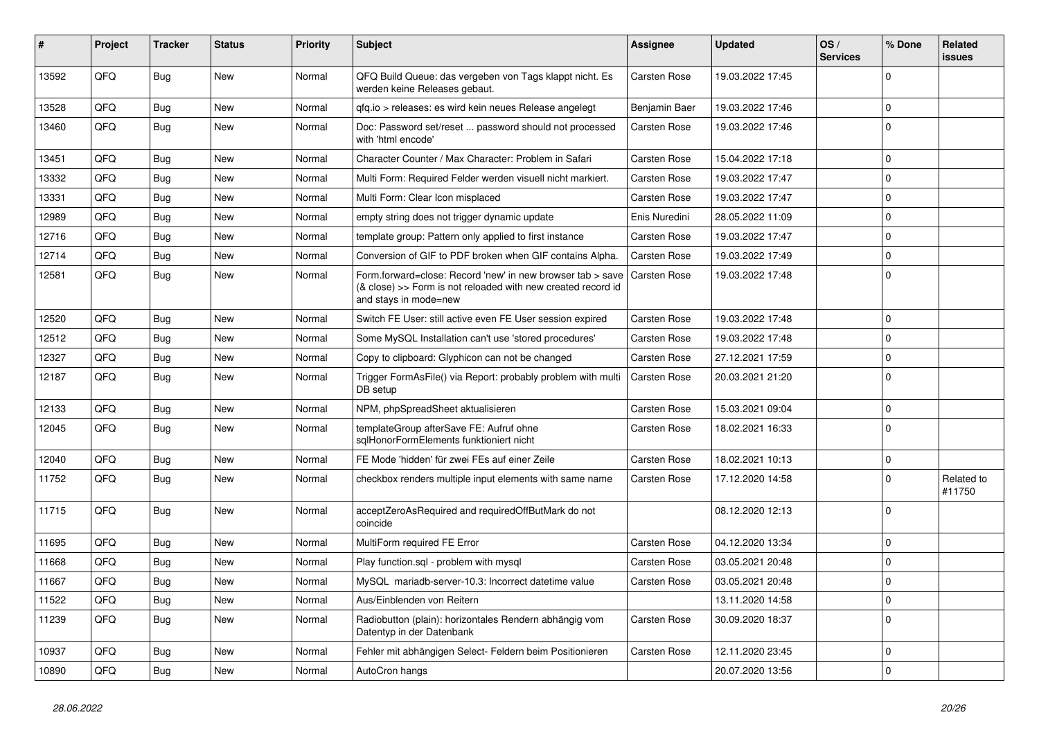| # | Project | Tracker | Status | Priority | Subject | Assignee | Updated | OS / Services | % Done | Related issues |
|---|---|---|---|---|---|---|---|---|---|---|
| 13592 | QFQ | Bug | New | Normal | QFQ Build Queue: das vergeben von Tags klappt nicht. Es werden keine Releases gebaut. | Carsten Rose | 19.03.2022 17:45 | | 0 | |
| 13528 | QFQ | Bug | New | Normal | qfq.io > releases: es wird kein neues Release angelegt | Benjamin Baer | 19.03.2022 17:46 | | 0 | |
| 13460 | QFQ | Bug | New | Normal | Doc: Password set/reset ... password should not processed with 'html encode' | Carsten Rose | 19.03.2022 17:46 | | 0 | |
| 13451 | QFQ | Bug | New | Normal | Character Counter / Max Character: Problem in Safari | Carsten Rose | 15.04.2022 17:18 | | 0 | |
| 13332 | QFQ | Bug | New | Normal | Multi Form: Required Felder werden visuell nicht markiert. | Carsten Rose | 19.03.2022 17:47 | | 0 | |
| 13331 | QFQ | Bug | New | Normal | Multi Form: Clear Icon misplaced | Carsten Rose | 19.03.2022 17:47 | | 0 | |
| 12989 | QFQ | Bug | New | Normal | empty string does not trigger dynamic update | Enis Nuredini | 28.05.2022 11:09 | | 0 | |
| 12716 | QFQ | Bug | New | Normal | template group: Pattern only applied to first instance | Carsten Rose | 19.03.2022 17:47 | | 0 | |
| 12714 | QFQ | Bug | New | Normal | Conversion of GIF to PDF broken when GIF contains Alpha. | Carsten Rose | 19.03.2022 17:49 | | 0 | |
| 12581 | QFQ | Bug | New | Normal | Form.forward=close: Record 'new' in new browser tab > save (& close) >> Form is not reloaded with new created record id and stays in mode=new | Carsten Rose | 19.03.2022 17:48 | | 0 | |
| 12520 | QFQ | Bug | New | Normal | Switch FE User: still active even FE User session expired | Carsten Rose | 19.03.2022 17:48 | | 0 | |
| 12512 | QFQ | Bug | New | Normal | Some MySQL Installation can't use 'stored procedures' | Carsten Rose | 19.03.2022 17:48 | | 0 | |
| 12327 | QFQ | Bug | New | Normal | Copy to clipboard: Glyphicon can not be changed | Carsten Rose | 27.12.2021 17:59 | | 0 | |
| 12187 | QFQ | Bug | New | Normal | Trigger FormAsFile() via Report: probably problem with multi DB setup | Carsten Rose | 20.03.2021 21:20 | | 0 | |
| 12133 | QFQ | Bug | New | Normal | NPM, phpSpreadSheet aktualisieren | Carsten Rose | 15.03.2021 09:04 | | 0 | |
| 12045 | QFQ | Bug | New | Normal | templateGroup afterSave FE: Aufruf ohne sqlHonorFormElements funktioniert nicht | Carsten Rose | 18.02.2021 16:33 | | 0 | |
| 12040 | QFQ | Bug | New | Normal | FE Mode 'hidden' für zwei FEs auf einer Zeile | Carsten Rose | 18.02.2021 10:13 | | 0 | |
| 11752 | QFQ | Bug | New | Normal | checkbox renders multiple input elements with same name | Carsten Rose | 17.12.2020 14:58 | | 0 | Related to #11750 |
| 11715 | QFQ | Bug | New | Normal | acceptZeroAsRequired and requiredOffButMark do not coincide | | 08.12.2020 12:13 | | 0 | |
| 11695 | QFQ | Bug | New | Normal | MultiForm required FE Error | Carsten Rose | 04.12.2020 13:34 | | 0 | |
| 11668 | QFQ | Bug | New | Normal | Play function.sql - problem with mysql | Carsten Rose | 03.05.2021 20:48 | | 0 | |
| 11667 | QFQ | Bug | New | Normal | MySQL mariadb-server-10.3: Incorrect datetime value | Carsten Rose | 03.05.2021 20:48 | | 0 | |
| 11522 | QFQ | Bug | New | Normal | Aus/Einblenden von Reitern | | 13.11.2020 14:58 | | 0 | |
| 11239 | QFQ | Bug | New | Normal | Radiobutton (plain): horizontales Rendern abhängig vom Datentyp in der Datenbank | Carsten Rose | 30.09.2020 18:37 | | 0 | |
| 10937 | QFQ | Bug | New | Normal | Fehler mit abhängigen Select- Feldern beim Positionieren | Carsten Rose | 12.11.2020 23:45 | | 0 | |
| 10890 | QFQ | Bug | New | Normal | AutoCron hangs | | 20.07.2020 13:56 | | 0 | |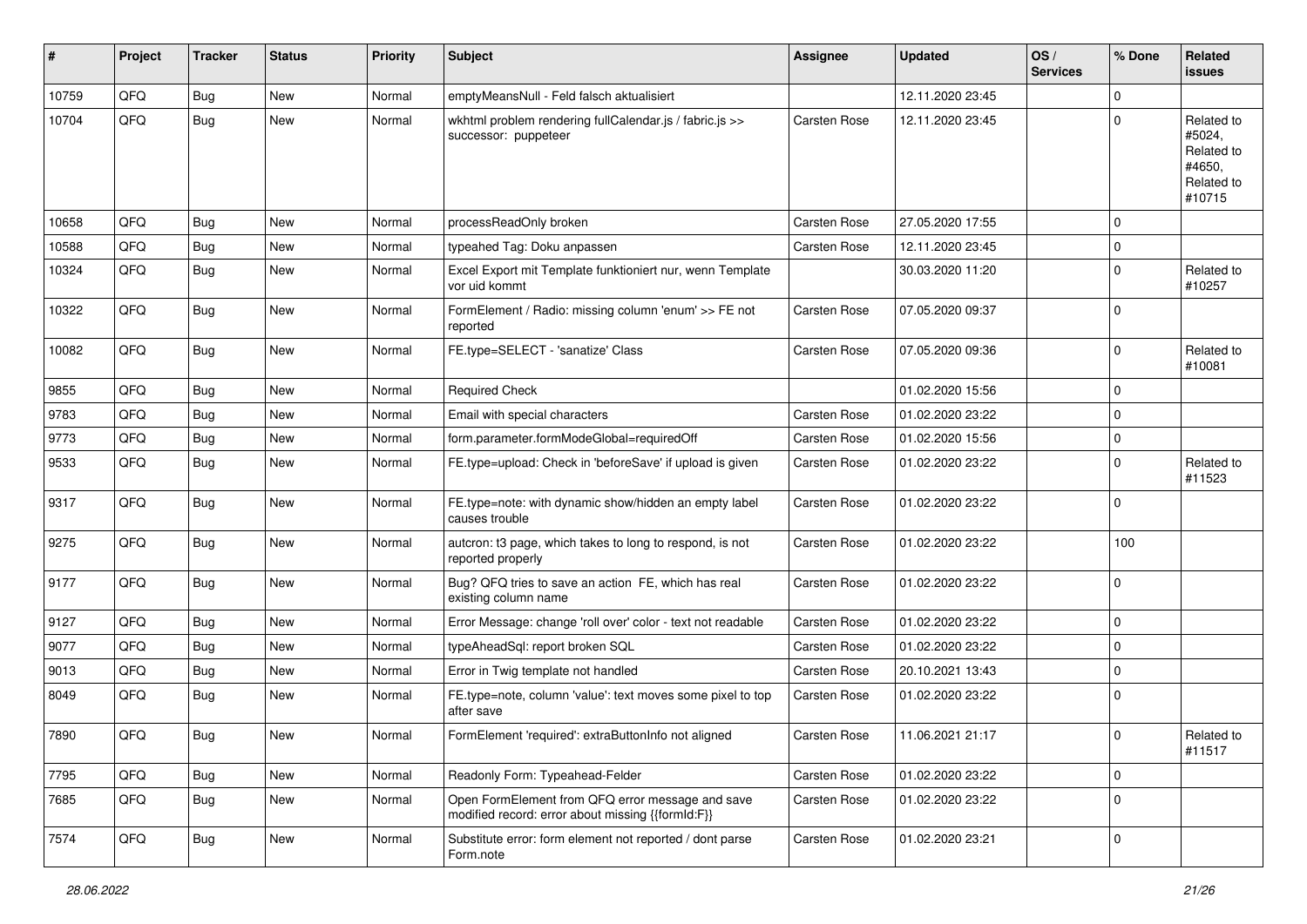| # | Project | Tracker | Status | Priority | Subject | Assignee | Updated | OS / Services | % Done | Related issues |
|---|---|---|---|---|---|---|---|---|---|---|
| 10759 | QFQ | Bug | New | Normal | emptyMeansNull - Feld falsch aktualisiert | | 12.11.2020 23:45 | | 0 | |
| 10704 | QFQ | Bug | New | Normal | wkhtml problem rendering fullCalendar.js / fabric.js >> successor: puppeteer | Carsten Rose | 12.11.2020 23:45 | | 0 | Related to #5024, Related to #4650, Related to #10715 |
| 10658 | QFQ | Bug | New | Normal | processReadOnly broken | Carsten Rose | 27.05.2020 17:55 | | 0 | |
| 10588 | QFQ | Bug | New | Normal | typeahed Tag: Doku anpassen | Carsten Rose | 12.11.2020 23:45 | | 0 | |
| 10324 | QFQ | Bug | New | Normal | Excel Export mit Template funktioniert nur, wenn Template vor uid kommt | | 30.03.2020 11:20 | | 0 | Related to #10257 |
| 10322 | QFQ | Bug | New | Normal | FormElement / Radio: missing column 'enum' >> FE not reported | Carsten Rose | 07.05.2020 09:37 | | 0 | |
| 10082 | QFQ | Bug | New | Normal | FE.type=SELECT - 'sanatize' Class | Carsten Rose | 07.05.2020 09:36 | | 0 | Related to #10081 |
| 9855 | QFQ | Bug | New | Normal | Required Check | | 01.02.2020 15:56 | | 0 | |
| 9783 | QFQ | Bug | New | Normal | Email with special characters | Carsten Rose | 01.02.2020 23:22 | | 0 | |
| 9773 | QFQ | Bug | New | Normal | form.parameter.formModeGlobal=requiredOff | Carsten Rose | 01.02.2020 15:56 | | 0 | |
| 9533 | QFQ | Bug | New | Normal | FE.type=upload: Check in 'beforeSave' if upload is given | Carsten Rose | 01.02.2020 23:22 | | 0 | Related to #11523 |
| 9317 | QFQ | Bug | New | Normal | FE.type=note: with dynamic show/hidden an empty label causes trouble | Carsten Rose | 01.02.2020 23:22 | | 0 | |
| 9275 | QFQ | Bug | New | Normal | autcron: t3 page, which takes to long to respond, is not reported properly | Carsten Rose | 01.02.2020 23:22 | | 100 | |
| 9177 | QFQ | Bug | New | Normal | Bug? QFQ tries to save an action FE, which has real existing column name | Carsten Rose | 01.02.2020 23:22 | | 0 | |
| 9127 | QFQ | Bug | New | Normal | Error Message: change 'roll over' color - text not readable | Carsten Rose | 01.02.2020 23:22 | | 0 | |
| 9077 | QFQ | Bug | New | Normal | typeAheadSql: report broken SQL | Carsten Rose | 01.02.2020 23:22 | | 0 | |
| 9013 | QFQ | Bug | New | Normal | Error in Twig template not handled | Carsten Rose | 20.10.2021 13:43 | | 0 | |
| 8049 | QFQ | Bug | New | Normal | FE.type=note, column 'value': text moves some pixel to top after save | Carsten Rose | 01.02.2020 23:22 | | 0 | |
| 7890 | QFQ | Bug | New | Normal | FormElement 'required': extraButtonInfo not aligned | Carsten Rose | 11.06.2021 21:17 | | 0 | Related to #11517 |
| 7795 | QFQ | Bug | New | Normal | Readonly Form: Typeahead-Felder | Carsten Rose | 01.02.2020 23:22 | | 0 | |
| 7685 | QFQ | Bug | New | Normal | Open FormElement from QFQ error message and save modified record: error about missing {{formId:F}} | Carsten Rose | 01.02.2020 23:22 | | 0 | |
| 7574 | QFQ | Bug | New | Normal | Substitute error: form element not reported / dont parse Form.note | Carsten Rose | 01.02.2020 23:21 | | 0 | |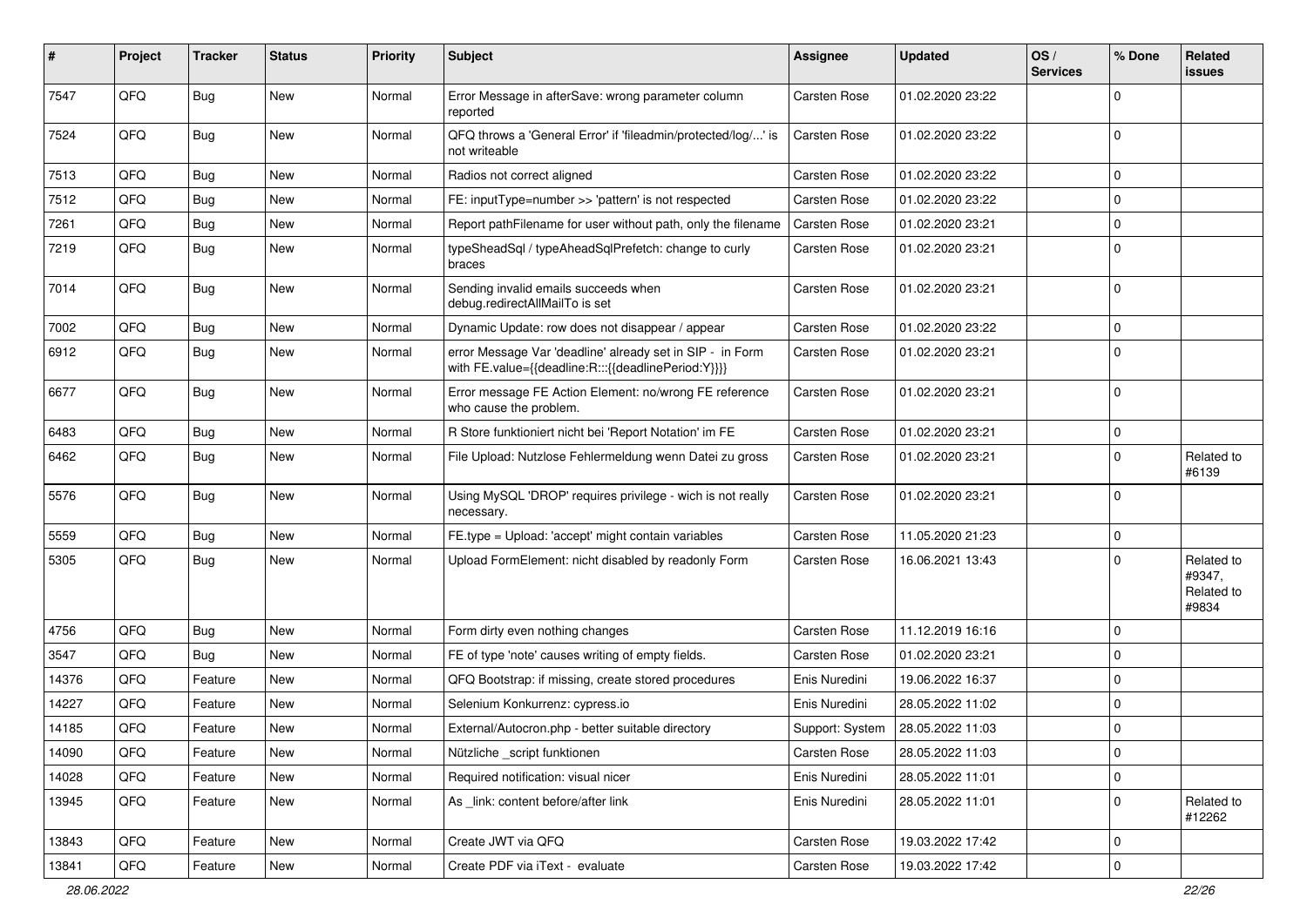| # | Project | Tracker | Status | Priority | Subject | Assignee | Updated | OS / Services | % Done | Related issues |
|---|---|---|---|---|---|---|---|---|---|---|
| 7547 | QFQ | Bug | New | Normal | Error Message in afterSave: wrong parameter column reported | Carsten Rose | 01.02.2020 23:22 | | 0 | |
| 7524 | QFQ | Bug | New | Normal | QFQ throws a 'General Error' if 'fileadmin/protected/log/...' is not writeable | Carsten Rose | 01.02.2020 23:22 | | 0 | |
| 7513 | QFQ | Bug | New | Normal | Radios not correct aligned | Carsten Rose | 01.02.2020 23:22 | | 0 | |
| 7512 | QFQ | Bug | New | Normal | FE: inputType=number >> 'pattern' is not respected | Carsten Rose | 01.02.2020 23:22 | | 0 | |
| 7261 | QFQ | Bug | New | Normal | Report pathFilename for user without path, only the filename | Carsten Rose | 01.02.2020 23:21 | | 0 | |
| 7219 | QFQ | Bug | New | Normal | typeSheadSql / typeAheadSqlPrefetch: change to curly braces | Carsten Rose | 01.02.2020 23:21 | | 0 | |
| 7014 | QFQ | Bug | New | Normal | Sending invalid emails succeeds when debug.redirectAllMailTo is set | Carsten Rose | 01.02.2020 23:21 | | 0 | |
| 7002 | QFQ | Bug | New | Normal | Dynamic Update: row does not disappear / appear | Carsten Rose | 01.02.2020 23:22 | | 0 | |
| 6912 | QFQ | Bug | New | Normal | error Message Var 'deadline' already set in SIP - in Form with FE.value={{deadline:R:::{{deadlinePeriod:Y}}}} | Carsten Rose | 01.02.2020 23:21 | | 0 | |
| 6677 | QFQ | Bug | New | Normal | Error message FE Action Element: no/wrong FE reference who cause the problem. | Carsten Rose | 01.02.2020 23:21 | | 0 | |
| 6483 | QFQ | Bug | New | Normal | R Store funktioniert nicht bei 'Report Notation' im FE | Carsten Rose | 01.02.2020 23:21 | | 0 | |
| 6462 | QFQ | Bug | New | Normal | File Upload: Nutzlose Fehlermeldung wenn Datei zu gross | Carsten Rose | 01.02.2020 23:21 | | 0 | Related to #6139 |
| 5576 | QFQ | Bug | New | Normal | Using MySQL 'DROP' requires privilege - wich is not really necessary. | Carsten Rose | 01.02.2020 23:21 | | 0 | |
| 5559 | QFQ | Bug | New | Normal | FE.type = Upload: 'accept' might contain variables | Carsten Rose | 11.05.2020 21:23 | | 0 | |
| 5305 | QFQ | Bug | New | Normal | Upload FormElement: nicht disabled by readonly Form | Carsten Rose | 16.06.2021 13:43 | | 0 | Related to #9347, Related to #9834 |
| 4756 | QFQ | Bug | New | Normal | Form dirty even nothing changes | Carsten Rose | 11.12.2019 16:16 | | 0 | |
| 3547 | QFQ | Bug | New | Normal | FE of type 'note' causes writing of empty fields. | Carsten Rose | 01.02.2020 23:21 | | 0 | |
| 14376 | QFQ | Feature | New | Normal | QFQ Bootstrap: if missing, create stored procedures | Enis Nuredini | 19.06.2022 16:37 | | 0 | |
| 14227 | QFQ | Feature | New | Normal | Selenium Konkurrenz: cypress.io | Enis Nuredini | 28.05.2022 11:02 | | 0 | |
| 14185 | QFQ | Feature | New | Normal | External/Autocron.php - better suitable directory | Support: System | 28.05.2022 11:03 | | 0 | |
| 14090 | QFQ | Feature | New | Normal | Nützliche _script funktionen | Carsten Rose | 28.05.2022 11:03 | | 0 | |
| 14028 | QFQ | Feature | New | Normal | Required notification: visual nicer | Enis Nuredini | 28.05.2022 11:01 | | 0 | |
| 13945 | QFQ | Feature | New | Normal | As _link: content before/after link | Enis Nuredini | 28.05.2022 11:01 | | 0 | Related to #12262 |
| 13843 | QFQ | Feature | New | Normal | Create JWT via QFQ | Carsten Rose | 19.03.2022 17:42 | | 0 | |
| 13841 | QFQ | Feature | New | Normal | Create PDF via iText - evaluate | Carsten Rose | 19.03.2022 17:42 | | 0 | |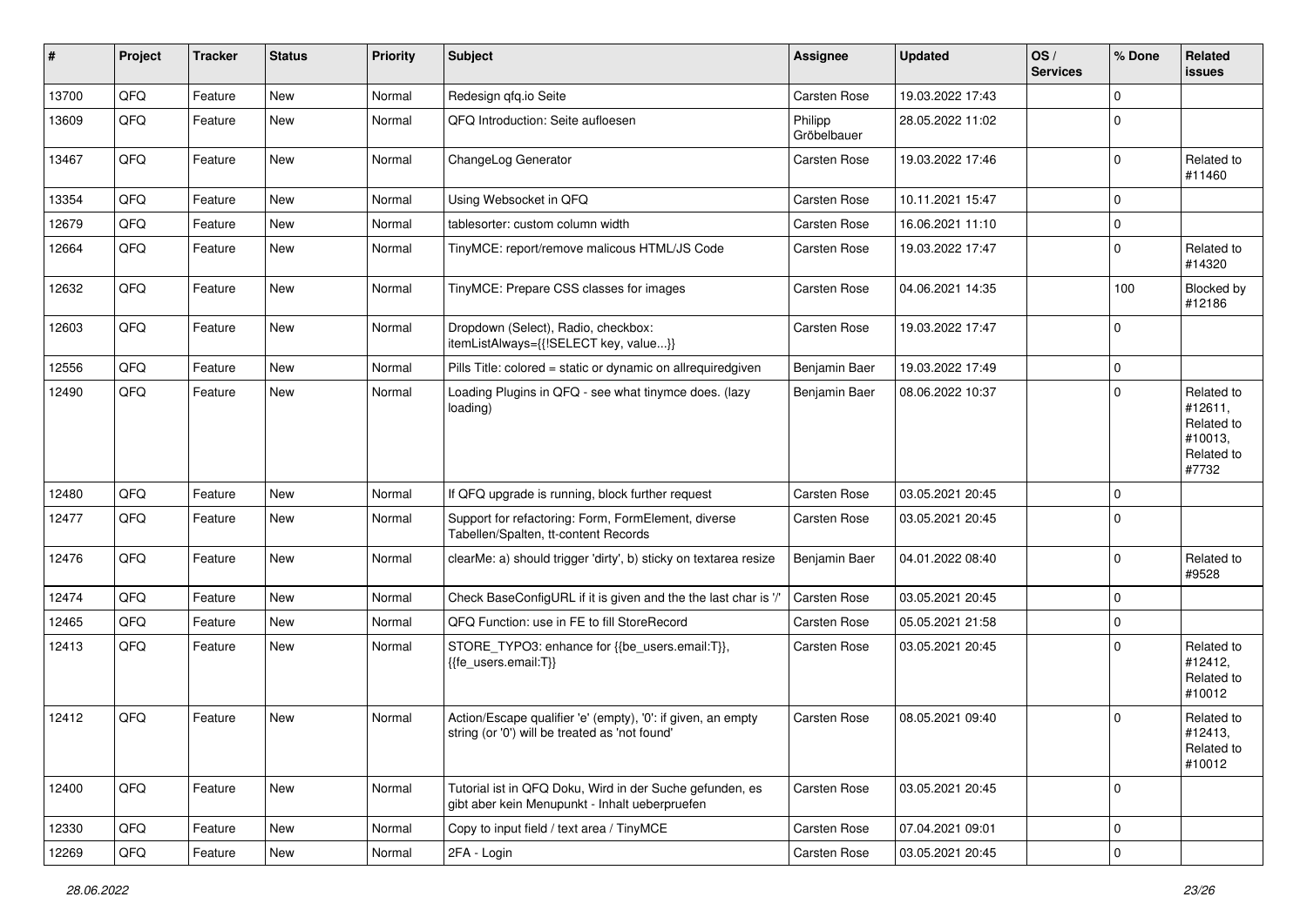| # | Project | Tracker | Status | Priority | Subject | Assignee | Updated | OS / Services | % Done | Related issues |
|---|---|---|---|---|---|---|---|---|---|---|
| 13700 | QFQ | Feature | New | Normal | Redesign qfq.io Seite | Carsten Rose | 19.03.2022 17:43 | | 0 | |
| 13609 | QFQ | Feature | New | Normal | QFQ Introduction: Seite aufloesen | Philipp Gröbelbauer | 28.05.2022 11:02 | | 0 | |
| 13467 | QFQ | Feature | New | Normal | ChangeLog Generator | Carsten Rose | 19.03.2022 17:46 | | 0 | Related to #11460 |
| 13354 | QFQ | Feature | New | Normal | Using Websocket in QFQ | Carsten Rose | 10.11.2021 15:47 | | 0 | |
| 12679 | QFQ | Feature | New | Normal | tablesorter: custom column width | Carsten Rose | 16.06.2021 11:10 | | 0 | |
| 12664 | QFQ | Feature | New | Normal | TinyMCE: report/remove malicous HTML/JS Code | Carsten Rose | 19.03.2022 17:47 | | 0 | Related to #14320 |
| 12632 | QFQ | Feature | New | Normal | TinyMCE: Prepare CSS classes for images | Carsten Rose | 04.06.2021 14:35 | | 100 | Blocked by #12186 |
| 12603 | QFQ | Feature | New | Normal | Dropdown (Select), Radio, checkbox: itemListAlways={{!SELECT key, value...}} | Carsten Rose | 19.03.2022 17:47 | | 0 | |
| 12556 | QFQ | Feature | New | Normal | Pills Title: colored = static or dynamic on allrequiredgiven | Benjamin Baer | 19.03.2022 17:49 | | 0 | |
| 12490 | QFQ | Feature | New | Normal | Loading Plugins in QFQ - see what tinymce does. (lazy loading) | Benjamin Baer | 08.06.2022 10:37 | | 0 | Related to #12611, Related to #10013, Related to #7732 |
| 12480 | QFQ | Feature | New | Normal | If QFQ upgrade is running, block further request | Carsten Rose | 03.05.2021 20:45 | | 0 | |
| 12477 | QFQ | Feature | New | Normal | Support for refactoring: Form, FormElement, diverse Tabellen/Spalten, tt-content Records | Carsten Rose | 03.05.2021 20:45 | | 0 | |
| 12476 | QFQ | Feature | New | Normal | clearMe: a) should trigger 'dirty', b) sticky on textarea resize | Benjamin Baer | 04.01.2022 08:40 | | 0 | Related to #9528 |
| 12474 | QFQ | Feature | New | Normal | Check BaseConfigURL if it is given and the the last char is '/' | Carsten Rose | 03.05.2021 20:45 | | 0 | |
| 12465 | QFQ | Feature | New | Normal | QFQ Function: use in FE to fill StoreRecord | Carsten Rose | 05.05.2021 21:58 | | 0 | |
| 12413 | QFQ | Feature | New | Normal | STORE_TYPO3: enhance for {{be_users.email:T}}, {{fe_users.email:T}} | Carsten Rose | 03.05.2021 20:45 | | 0 | Related to #12412, Related to #10012 |
| 12412 | QFQ | Feature | New | Normal | Action/Escape qualifier 'e' (empty), '0': if given, an empty string (or '0') will be treated as 'not found' | Carsten Rose | 08.05.2021 09:40 | | 0 | Related to #12413, Related to #10012 |
| 12400 | QFQ | Feature | New | Normal | Tutorial ist in QFQ Doku, Wird in der Suche gefunden, es gibt aber kein Menupunkt - Inhalt ueberpruefen | Carsten Rose | 03.05.2021 20:45 | | 0 | |
| 12330 | QFQ | Feature | New | Normal | Copy to input field / text area / TinyMCE | Carsten Rose | 07.04.2021 09:01 | | 0 | |
| 12269 | QFQ | Feature | New | Normal | 2FA - Login | Carsten Rose | 03.05.2021 20:45 | | 0 | |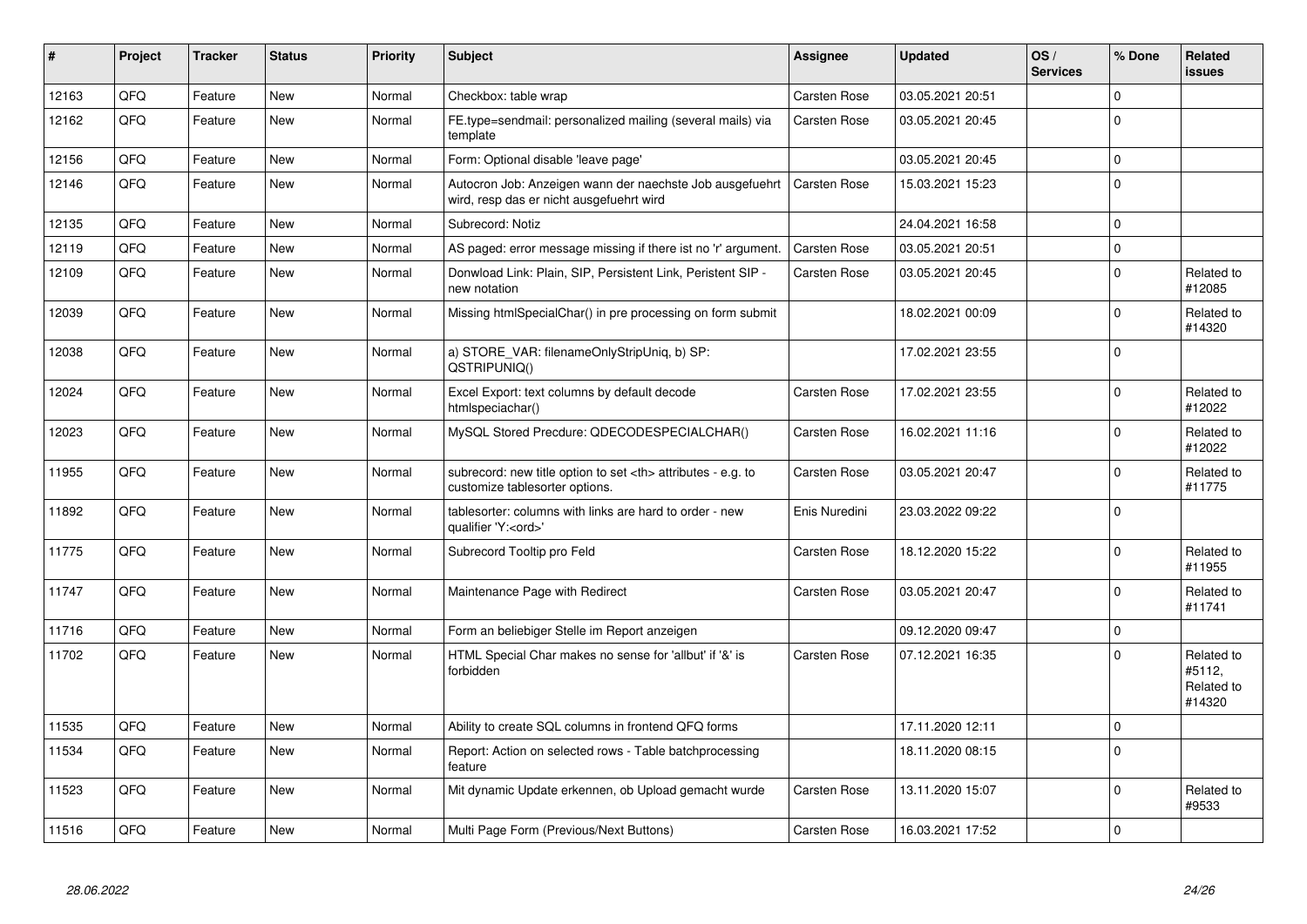| # | Project | Tracker | Status | Priority | Subject | Assignee | Updated | OS / Services | % Done | Related issues |
|---|---|---|---|---|---|---|---|---|---|---|
| 12163 | QFQ | Feature | New | Normal | Checkbox: table wrap | Carsten Rose | 03.05.2021 20:51 | | 0 | |
| 12162 | QFQ | Feature | New | Normal | FE.type=sendmail: personalized mailing (several mails) via template | Carsten Rose | 03.05.2021 20:45 | | 0 | |
| 12156 | QFQ | Feature | New | Normal | Form: Optional disable 'leave page' | | 03.05.2021 20:45 | | 0 | |
| 12146 | QFQ | Feature | New | Normal | Autocron Job: Anzeigen wann der naechste Job ausgefuehrt wird, resp das er nicht ausgefuehrt wird | Carsten Rose | 15.03.2021 15:23 | | 0 | |
| 12135 | QFQ | Feature | New | Normal | Subrecord: Notiz | | 24.04.2021 16:58 | | 0 | |
| 12119 | QFQ | Feature | New | Normal | AS paged: error message missing if there ist no 'r' argument. | Carsten Rose | 03.05.2021 20:51 | | 0 | |
| 12109 | QFQ | Feature | New | Normal | Donwload Link: Plain, SIP, Persistent Link, Peristent SIP - new notation | Carsten Rose | 03.05.2021 20:45 | | 0 | Related to #12085 |
| 12039 | QFQ | Feature | New | Normal | Missing htmlSpecialChar() in pre processing on form submit | | 18.02.2021 00:09 | | 0 | Related to #14320 |
| 12038 | QFQ | Feature | New | Normal | a) STORE_VAR: filenameOnlyStripUniq, b) SP: QSTRIPUNIQ() | | 17.02.2021 23:55 | | 0 | |
| 12024 | QFQ | Feature | New | Normal | Excel Export: text columns by default decode htmlspeciachar() | Carsten Rose | 17.02.2021 23:55 | | 0 | Related to #12022 |
| 12023 | QFQ | Feature | New | Normal | MySQL Stored Precdure: QDECODESPECIALCHAR() | Carsten Rose | 16.02.2021 11:16 | | 0 | Related to #12022 |
| 11955 | QFQ | Feature | New | Normal | subrecord: new title option to set <th> attributes - e.g. to customize tablesorter options. | Carsten Rose | 03.05.2021 20:47 | | 0 | Related to #11775 |
| 11892 | QFQ | Feature | New | Normal | tablesorter: columns with links are hard to order - new qualifier 'Y:<ord>' | Enis Nuredini | 23.03.2022 09:22 | | 0 | |
| 11775 | QFQ | Feature | New | Normal | Subrecord Tooltip pro Feld | Carsten Rose | 18.12.2020 15:22 | | 0 | Related to #11955 |
| 11747 | QFQ | Feature | New | Normal | Maintenance Page with Redirect | Carsten Rose | 03.05.2021 20:47 | | 0 | Related to #11741 |
| 11716 | QFQ | Feature | New | Normal | Form an beliebiger Stelle im Report anzeigen | | 09.12.2020 09:47 | | 0 | |
| 11702 | QFQ | Feature | New | Normal | HTML Special Char makes no sense for 'allbut' if '&' is forbidden | Carsten Rose | 07.12.2021 16:35 | | 0 | Related to #5112, Related to #14320 |
| 11535 | QFQ | Feature | New | Normal | Ability to create SQL columns in frontend QFQ forms | | 17.11.2020 12:11 | | 0 | |
| 11534 | QFQ | Feature | New | Normal | Report: Action on selected rows - Table batchprocessing feature | | 18.11.2020 08:15 | | 0 | |
| 11523 | QFQ | Feature | New | Normal | Mit dynamic Update erkennen, ob Upload gemacht wurde | Carsten Rose | 13.11.2020 15:07 | | 0 | Related to #9533 |
| 11516 | QFQ | Feature | New | Normal | Multi Page Form (Previous/Next Buttons) | Carsten Rose | 16.03.2021 17:52 | | 0 | |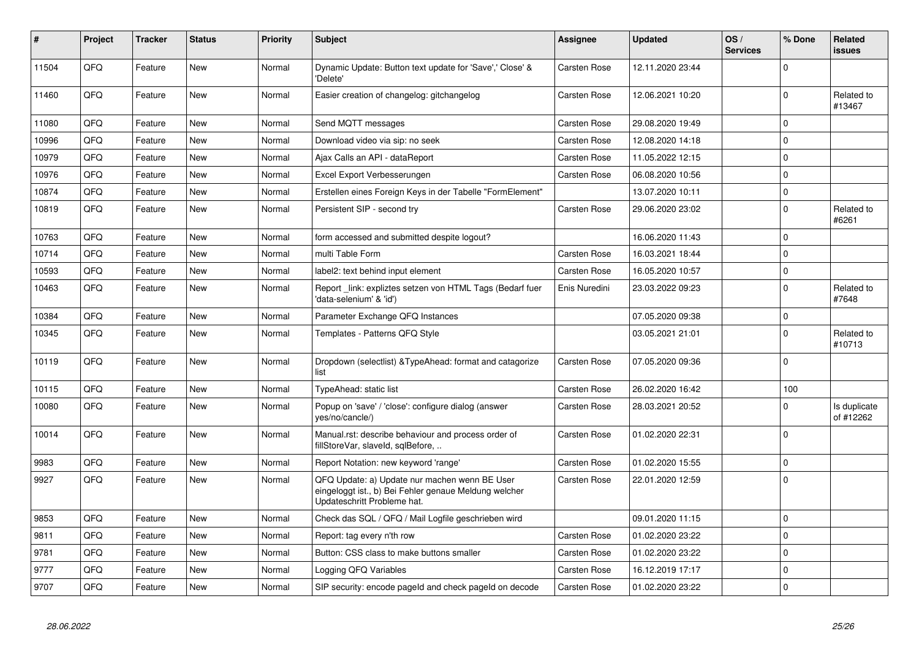| # | Project | Tracker | Status | Priority | Subject | Assignee | Updated | OS / Services | % Done | Related issues |
|---|---|---|---|---|---|---|---|---|---|---|
| 11504 | QFQ | Feature | New | Normal | Dynamic Update: Button text update for 'Save',' Close' & 'Delete' | Carsten Rose | 12.11.2020 23:44 | | 0 | |
| 11460 | QFQ | Feature | New | Normal | Easier creation of changelog: gitchangelog | Carsten Rose | 12.06.2021 10:20 | | 0 | Related to #13467 |
| 11080 | QFQ | Feature | New | Normal | Send MQTT messages | Carsten Rose | 29.08.2020 19:49 | | 0 | |
| 10996 | QFQ | Feature | New | Normal | Download video via sip: no seek | Carsten Rose | 12.08.2020 14:18 | | 0 | |
| 10979 | QFQ | Feature | New | Normal | Ajax Calls an API - dataReport | Carsten Rose | 11.05.2022 12:15 | | 0 | |
| 10976 | QFQ | Feature | New | Normal | Excel Export Verbesserungen | Carsten Rose | 06.08.2020 10:56 | | 0 | |
| 10874 | QFQ | Feature | New | Normal | Erstellen eines Foreign Keys in der Tabelle "FormElement" | | 13.07.2020 10:11 | | 0 | |
| 10819 | QFQ | Feature | New | Normal | Persistent SIP - second try | Carsten Rose | 29.06.2020 23:02 | | 0 | Related to #6261 |
| 10763 | QFQ | Feature | New | Normal | form accessed and submitted despite logout? | | 16.06.2020 11:43 | | 0 | |
| 10714 | QFQ | Feature | New | Normal | multi Table Form | Carsten Rose | 16.03.2021 18:44 | | 0 | |
| 10593 | QFQ | Feature | New | Normal | label2: text behind input element | Carsten Rose | 16.05.2020 10:57 | | 0 | |
| 10463 | QFQ | Feature | New | Normal | Report _link: expliztes setzen von HTML Tags (Bedarf fuer 'data-selenium' & 'id') | Enis Nuredini | 23.03.2022 09:23 | | 0 | Related to #7648 |
| 10384 | QFQ | Feature | New | Normal | Parameter Exchange QFQ Instances | | 07.05.2020 09:38 | | 0 | |
| 10345 | QFQ | Feature | New | Normal | Templates - Patterns QFQ Style | | 03.05.2021 21:01 | | 0 | Related to #10713 |
| 10119 | QFQ | Feature | New | Normal | Dropdown (selectlist) &TypeAhead: format and catagorize list | Carsten Rose | 07.05.2020 09:36 | | 0 | |
| 10115 | QFQ | Feature | New | Normal | TypeAhead: static list | Carsten Rose | 26.02.2020 16:42 | | 100 | |
| 10080 | QFQ | Feature | New | Normal | Popup on 'save' / 'close': configure dialog (answer yes/no/cancle/) | Carsten Rose | 28.03.2021 20:52 | | 0 | Is duplicate of #12262 |
| 10014 | QFQ | Feature | New | Normal | Manual.rst: describe behaviour and process order of fillStoreVar, slaveId, sqlBefore, .. | Carsten Rose | 01.02.2020 22:31 | | 0 | |
| 9983 | QFQ | Feature | New | Normal | Report Notation: new keyword 'range' | Carsten Rose | 01.02.2020 15:55 | | 0 | |
| 9927 | QFQ | Feature | New | Normal | QFQ Update: a) Update nur machen wenn BE User eingeloggt ist., b) Bei Fehler genaue Meldung welcher Updateschritt Probleme hat. | Carsten Rose | 22.01.2020 12:59 | | 0 | |
| 9853 | QFQ | Feature | New | Normal | Check das SQL / QFQ / Mail Logfile geschrieben wird | | 09.01.2020 11:15 | | 0 | |
| 9811 | QFQ | Feature | New | Normal | Report: tag every n'th row | Carsten Rose | 01.02.2020 23:22 | | 0 | |
| 9781 | QFQ | Feature | New | Normal | Button: CSS class to make buttons smaller | Carsten Rose | 01.02.2020 23:22 | | 0 | |
| 9777 | QFQ | Feature | New | Normal | Logging QFQ Variables | Carsten Rose | 16.12.2019 17:17 | | 0 | |
| 9707 | QFQ | Feature | New | Normal | SIP security: encode pageId and check pageId on decode | Carsten Rose | 01.02.2020 23:22 | | 0 | |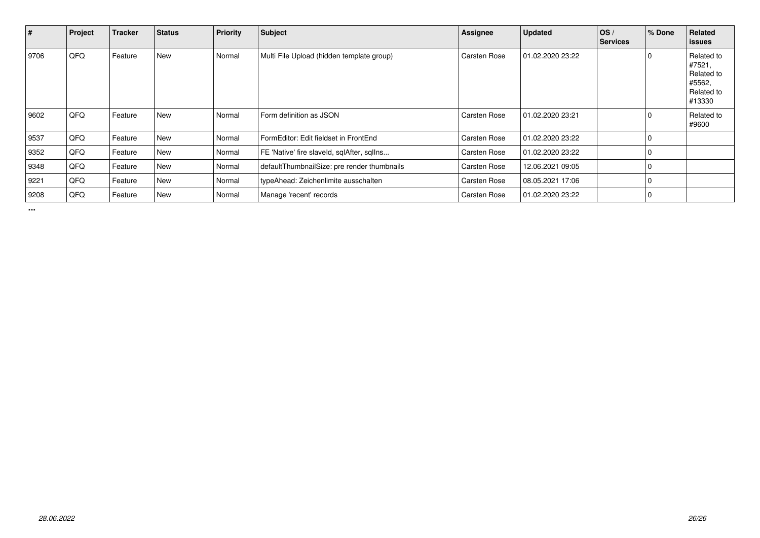| # | Project | Tracker | Status | Priority | Subject | Assignee | Updated | OS / Services | % Done | Related issues |
|---|---|---|---|---|---|---|---|---|---|---|
| 9706 | QFQ | Feature | New | Normal | Multi File Upload (hidden template group) | Carsten Rose | 01.02.2020 23:22 | | 0 | Related to #7521, Related to #5562, Related to #13330 |
| 9602 | QFQ | Feature | New | Normal | Form definition as JSON | Carsten Rose | 01.02.2020 23:21 | | 0 | Related to #9600 |
| 9537 | QFQ | Feature | New | Normal | FormEditor: Edit fieldset in FrontEnd | Carsten Rose | 01.02.2020 23:22 | | 0 | |
| 9352 | QFQ | Feature | New | Normal | FE 'Native' fire slaveld, sqlAfter, sqlIns... | Carsten Rose | 01.02.2020 23:22 | | 0 | |
| 9348 | QFQ | Feature | New | Normal | defaultThumbnailSize: pre render thumbnails | Carsten Rose | 12.06.2021 09:05 | | 0 | |
| 9221 | QFQ | Feature | New | Normal | typeAhead: Zeichenlimite ausschalten | Carsten Rose | 08.05.2021 17:06 | | 0 | |
| 9208 | QFQ | Feature | New | Normal | Manage 'recent' records | Carsten Rose | 01.02.2020 23:22 | | 0 | |

...